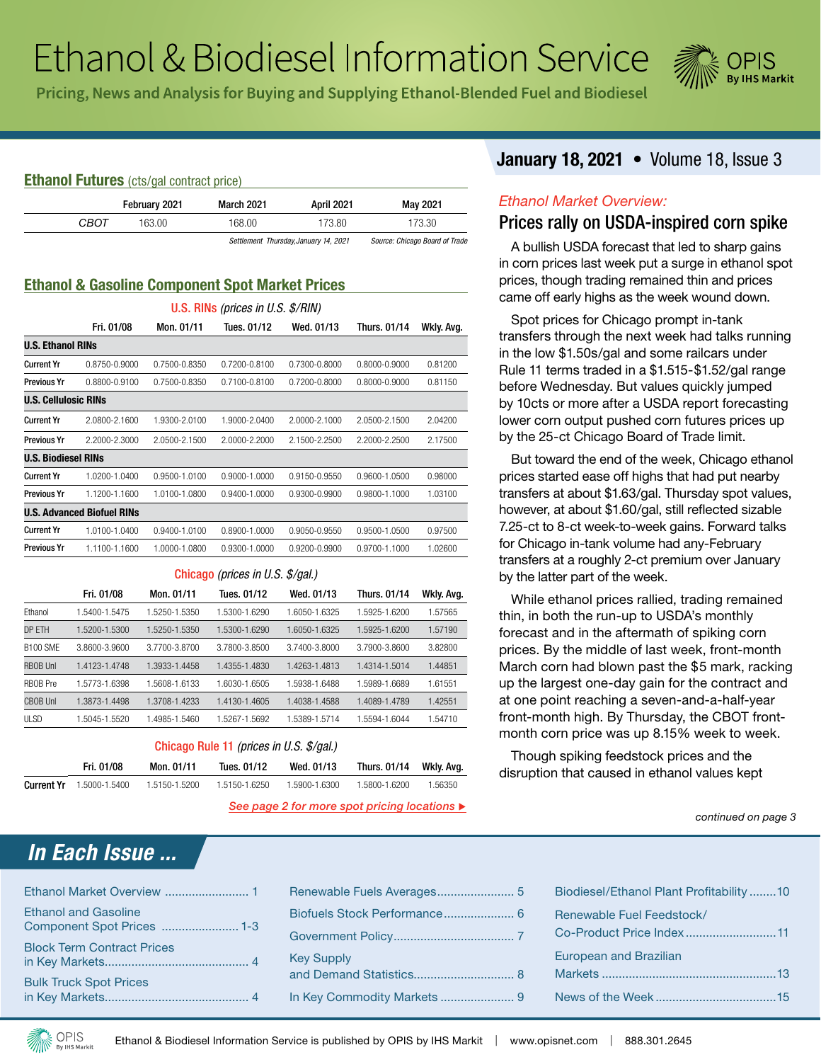# Ethanol & Biodiesel Information Service

**Pricing, News and Analysis for Buying and Supplying Ethanol-Blended Fuel and Biodiesel**

**January 18, 2021** • Volume 18, Issue 3

## Ethanol Futures (cts/gal contract price)

| | February 2021 | March 2021 | April 2021 | May 2021 |
|---|---|---|---|---|
| CBOT | 163.00 | 168.00 | 173.80 | 173.30 |

*Settlement Thursday,January 14, 2021* — *Source: Chicago Board of Trade*

## Ethanol & Gasoline Component Spot Market Prices

### U.S. RINs (prices in U.S. $/RIN)

| | Fri. 01/08 | Mon. 01/11 | Tues. 01/12 | Wed. 01/13 | Thurs. 01/14 | Wkly. Avg. |
|---|---|---|---|---|---|---|
| **U.S. Ethanol RINs** | | | | | | |
| Current Yr | 0.8750-0.9000 | 0.7500-0.8350 | 0.7200-0.8100 | 0.7300-0.8000 | 0.8000-0.9000 | 0.81200 |
| Previous Yr | 0.8800-0.9100 | 0.7500-0.8350 | 0.7100-0.8100 | 0.7200-0.8000 | 0.8000-0.9000 | 0.81150 |
| **U.S. Cellulosic RINs** | | | | | | |
| Current Yr | 2.0800-2.1600 | 1.9300-2.0100 | 1.9000-2.0400 | 2.0000-2.1000 | 2.0500-2.1500 | 2.04200 |
| Previous Yr | 2.2000-2.3000 | 2.0500-2.1500 | 2.0000-2.2000 | 2.1500-2.2500 | 2.2000-2.2500 | 2.17500 |
| **U.S. Biodiesel RINs** | | | | | | |
| Current Yr | 1.0200-1.0400 | 0.9500-1.0100 | 0.9000-1.0000 | 0.9150-0.9550 | 0.9600-1.0500 | 0.98000 |
| Previous Yr | 1.1200-1.1600 | 1.0100-1.0800 | 0.9400-1.0000 | 0.9300-0.9900 | 0.9800-1.1000 | 1.03100 |
| **U.S. Advanced Biofuel RINs** | | | | | | |
| Current Yr | 1.0100-1.0400 | 0.9400-1.0100 | 0.8900-1.0000 | 0.9050-0.9550 | 0.9500-1.0500 | 0.97500 |
| Previous Yr | 1.1100-1.1600 | 1.0000-1.0800 | 0.9300-1.0000 | 0.9200-0.9900 | 0.9700-1.1000 | 1.02600 |

### Chicago (prices in U.S. $/gal.)

| | Fri. 01/08 | Mon. 01/11 | Tues. 01/12 | Wed. 01/13 | Thurs. 01/14 | Wkly. Avg. |
|---|---|---|---|---|---|---|
| Ethanol | 1.5400-1.5475 | 1.5250-1.5350 | 1.5300-1.6290 | 1.6050-1.6325 | 1.5925-1.6200 | 1.57565 |
| DP ETH | 1.5200-1.5300 | 1.5250-1.5350 | 1.5300-1.6290 | 1.6050-1.6325 | 1.5925-1.6200 | 1.57190 |
| B100 SME | 3.8600-3.9600 | 3.7700-3.8700 | 3.7800-3.8500 | 3.7400-3.8000 | 3.7900-3.8600 | 3.82800 |
| RBOB Unl | 1.4123-1.4748 | 1.3933-1.4458 | 1.4355-1.4830 | 1.4263-1.4813 | 1.4314-1.5014 | 1.44851 |
| RBOB Pre | 1.5773-1.6398 | 1.5608-1.6133 | 1.6030-1.6505 | 1.5938-1.6488 | 1.5989-1.6689 | 1.61551 |
| CBOB Unl | 1.3873-1.4498 | 1.3708-1.4233 | 1.4130-1.4605 | 1.4038-1.4588 | 1.4089-1.4789 | 1.42551 |
| ULSD | 1.5045-1.5520 | 1.4985-1.5460 | 1.5267-1.5692 | 1.5389-1.5714 | 1.5594-1.6044 | 1.54710 |

### Chicago Rule 11 (prices in U.S. $/gal.)

| | Fri. 01/08 | Mon. 01/11 | Tues. 01/12 | Wed. 01/13 | Thurs. 01/14 | Wkly. Avg. |
|---|---|---|---|---|---|---|
| Current Yr | 1.5000-1.5400 | 1.5150-1.5200 | 1.5150-1.6250 | 1.5900-1.6300 | 1.5800-1.6200 | 1.56350 |

*See page 2 for more spot pricing locations ▶*

*Ethanol Market Overview:*

## Prices rally on USDA-inspired corn spike

A bullish USDA forecast that led to sharp gains in corn prices last week put a surge in ethanol spot prices, though trading remained thin and prices came off early highs as the week wound down.

Spot prices for Chicago prompt in-tank transfers through the next week had talks running in the low $1.50s/gal and some railcars under Rule 11 terms traded in a $1.515-$1.52/gal range before Wednesday. But values quickly jumped by 10cts or more after a USDA report forecasting lower corn output pushed corn futures prices up by the 25-ct Chicago Board of Trade limit.

But toward the end of the week, Chicago ethanol prices started ease off highs that had put nearby transfers at about $1.63/gal. Thursday spot values, however, at about $1.60/gal, still reflected sizable 7.25-ct to 8-ct week-to-week gains. Forward talks for Chicago in-tank volume had any-February transfers at a roughly 2-ct premium over January by the latter part of the week.

While ethanol prices rallied, trading remained thin, in both the run-up to USDA's monthly forecast and in the aftermath of spiking corn prices. By the middle of last week, front-month March corn had blown past the $5 mark, racking up the largest one-day gain for the contract and at one point reaching a seven-and-a-half-year front-month high. By Thursday, the CBOT front-month corn price was up 8.15% week to week.

Though spiking feedstock prices and the disruption that caused in ethanol values kept

*continued on page 3*

## In Each Issue ...

- Ethanol Market Overview ........ 1
- Ethanol and Gasoline Component Spot Prices ........ 1-3
- Block Term Contract Prices in Key Markets ........ 4
- Bulk Truck Spot Prices in Key Markets ........ 4
- Renewable Fuels Averages ........ 5
- Biofuels Stock Performance ........ 6
- Government Policy ........ 7
- Key Supply and Demand Statistics ........ 8
- In Key Commodity Markets ........ 9
- Biodiesel/Ethanol Plant Profitability ........ 10
- Renewable Fuel Feedstock/Co-Product Price Index ........ 11
- European and Brazilian Markets ........ 13
- News of the Week ........ 15

Ethanol & Biodiesel Information Service is published by OPIS by IHS Markit | www.opisnet.com | 888.301.2645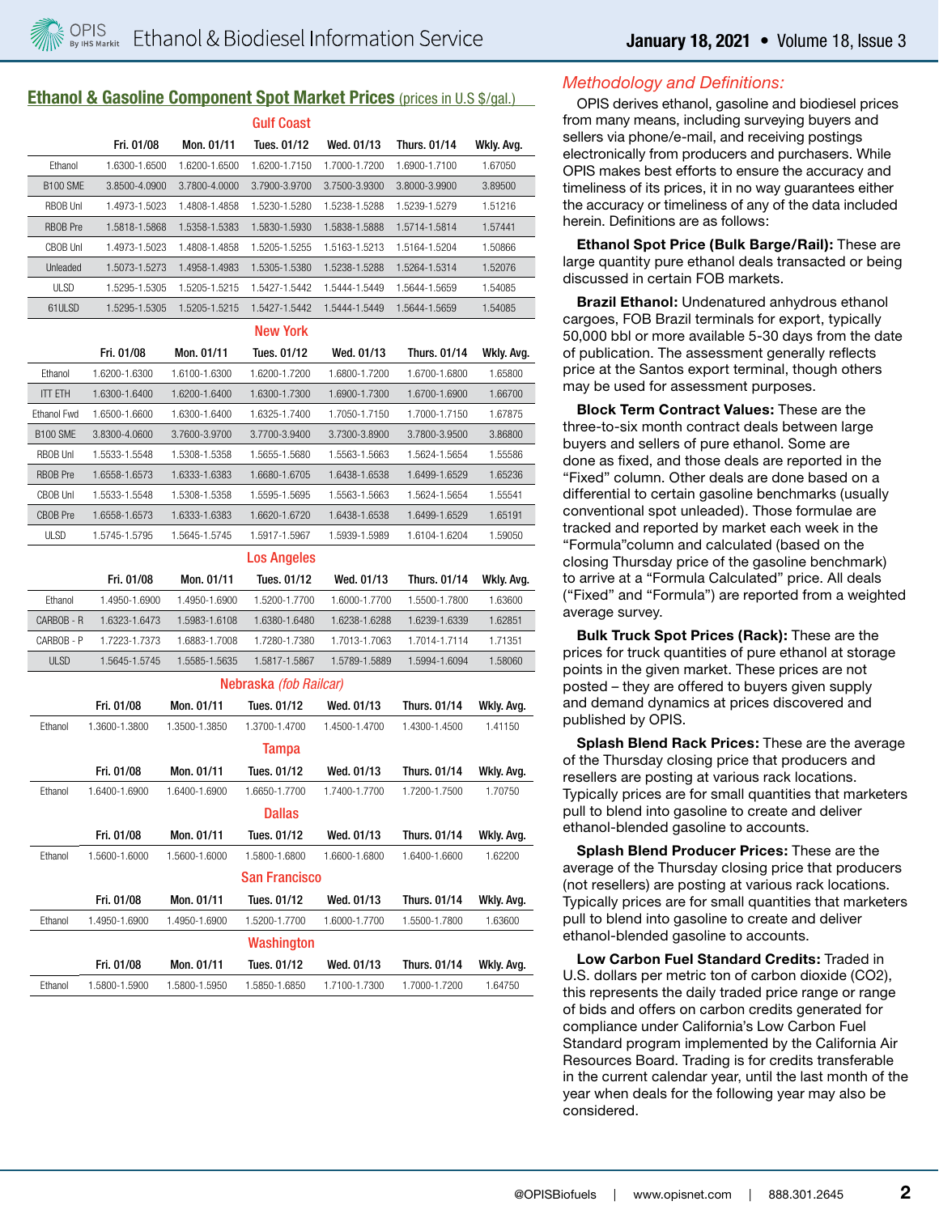## Ethanol & Gasoline Component Spot Market Prices (prices in U.S $/gal.)

### Gulf Coast

| | Fri. 01/08 | Mon. 01/11 | Tues. 01/12 | Wed. 01/13 | Thurs. 01/14 | Wkly. Avg. |
|---|---|---|---|---|---|---|
| Ethanol | 1.6300-1.6500 | 1.6200-1.6500 | 1.6200-1.7150 | 1.7000-1.7200 | 1.6900-1.7100 | 1.67050 |
| B100 SME | 3.8500-4.0900 | 3.7800-4.0000 | 3.7900-3.9700 | 3.7500-3.9300 | 3.8000-3.9900 | 3.89500 |
| RBOB Unl | 1.4973-1.5023 | 1.4808-1.4858 | 1.5230-1.5280 | 1.5238-1.5288 | 1.5239-1.5279 | 1.51216 |
| RBOB Pre | 1.5818-1.5868 | 1.5358-1.5383 | 1.5830-1.5930 | 1.5838-1.5888 | 1.5714-1.5814 | 1.57441 |
| CBOB Unl | 1.4973-1.5023 | 1.4808-1.4858 | 1.5205-1.5255 | 1.5163-1.5213 | 1.5164-1.5204 | 1.50866 |
| Unleaded | 1.5073-1.5273 | 1.4958-1.4983 | 1.5305-1.5380 | 1.5238-1.5288 | 1.5264-1.5314 | 1.52076 |
| ULSD | 1.5295-1.5305 | 1.5205-1.5215 | 1.5427-1.5442 | 1.5444-1.5449 | 1.5644-1.5659 | 1.54085 |
| 61ULSD | 1.5295-1.5305 | 1.5205-1.5215 | 1.5427-1.5442 | 1.5444-1.5449 | 1.5644-1.5659 | 1.54085 |

### New York

| | Fri. 01/08 | Mon. 01/11 | Tues. 01/12 | Wed. 01/13 | Thurs. 01/14 | Wkly. Avg. |
|---|---|---|---|---|---|---|
| Ethanol | 1.6200-1.6300 | 1.6100-1.6300 | 1.6200-1.7200 | 1.6800-1.7200 | 1.6700-1.6800 | 1.65800 |
| ITT ETH | 1.6300-1.6400 | 1.6200-1.6400 | 1.6300-1.7300 | 1.6900-1.7300 | 1.6700-1.6900 | 1.66700 |
| Ethanol Fwd | 1.6500-1.6600 | 1.6300-1.6400 | 1.6325-1.7400 | 1.7050-1.7150 | 1.7000-1.7150 | 1.67875 |
| B100 SME | 3.8300-4.0600 | 3.7600-3.9700 | 3.7700-3.9400 | 3.7300-3.8900 | 3.7800-3.9500 | 3.86800 |
| RBOB Unl | 1.5533-1.5548 | 1.5308-1.5358 | 1.5655-1.5680 | 1.5563-1.5663 | 1.5624-1.5654 | 1.55586 |
| RBOB Pre | 1.6558-1.6573 | 1.6333-1.6383 | 1.6680-1.6705 | 1.6438-1.6538 | 1.6499-1.6529 | 1.65236 |
| CBOB Unl | 1.5533-1.5548 | 1.5308-1.5358 | 1.5595-1.5695 | 1.5563-1.5663 | 1.5624-1.5654 | 1.55541 |
| CBOB Pre | 1.6558-1.6573 | 1.6333-1.6383 | 1.6620-1.6720 | 1.6438-1.6538 | 1.6499-1.6529 | 1.65191 |
| ULSD | 1.5745-1.5795 | 1.5645-1.5745 | 1.5917-1.5967 | 1.5939-1.5989 | 1.6104-1.6204 | 1.59050 |

### Los Angeles

| | Fri. 01/08 | Mon. 01/11 | Tues. 01/12 | Wed. 01/13 | Thurs. 01/14 | Wkly. Avg. |
|---|---|---|---|---|---|---|
| Ethanol | 1.4950-1.6900 | 1.4950-1.6900 | 1.5200-1.7700 | 1.6000-1.7700 | 1.5500-1.7800 | 1.63600 |
| CARBOB - R | 1.6323-1.6473 | 1.5983-1.6108 | 1.6380-1.6480 | 1.6238-1.6288 | 1.6239-1.6339 | 1.62851 |
| CARBOB - P | 1.7223-1.7373 | 1.6883-1.7008 | 1.7280-1.7380 | 1.7013-1.7063 | 1.7014-1.7114 | 1.71351 |
| ULSD | 1.5645-1.5745 | 1.5585-1.5635 | 1.5817-1.5867 | 1.5789-1.5889 | 1.5994-1.6094 | 1.58060 |

### Nebraska *(fob Railcar)*

| | Fri. 01/08 | Mon. 01/11 | Tues. 01/12 | Wed. 01/13 | Thurs. 01/14 | Wkly. Avg. |
|---|---|---|---|---|---|---|
| Ethanol | 1.3600-1.3800 | 1.3500-1.3850 | 1.3700-1.4700 | 1.4500-1.4700 | 1.4300-1.4500 | 1.41150 |

### Tampa

| | Fri. 01/08 | Mon. 01/11 | Tues. 01/12 | Wed. 01/13 | Thurs. 01/14 | Wkly. Avg. |
|---|---|---|---|---|---|---|
| Ethanol | 1.6400-1.6900 | 1.6400-1.6900 | 1.6650-1.7700 | 1.7400-1.7700 | 1.7200-1.7500 | 1.70750 |

### Dallas

| | Fri. 01/08 | Mon. 01/11 | Tues. 01/12 | Wed. 01/13 | Thurs. 01/14 | Wkly. Avg. |
|---|---|---|---|---|---|---|
| Ethanol | 1.5600-1.6000 | 1.5600-1.6000 | 1.5800-1.6800 | 1.6600-1.6800 | 1.6400-1.6600 | 1.62200 |

### San Francisco

| | Fri. 01/08 | Mon. 01/11 | Tues. 01/12 | Wed. 01/13 | Thurs. 01/14 | Wkly. Avg. |
|---|---|---|---|---|---|---|
| Ethanol | 1.4950-1.6900 | 1.4950-1.6900 | 1.5200-1.7700 | 1.6000-1.7700 | 1.5500-1.7800 | 1.63600 |

### Washington

| | Fri. 01/08 | Mon. 01/11 | Tues. 01/12 | Wed. 01/13 | Thurs. 01/14 | Wkly. Avg. |
|---|---|---|---|---|---|---|
| Ethanol | 1.5800-1.5900 | 1.5800-1.5950 | 1.5850-1.6850 | 1.7100-1.7300 | 1.7000-1.7200 | 1.64750 |

## *Methodology and Definitions:*

OPIS derives ethanol, gasoline and biodiesel prices from many means, including surveying buyers and sellers via phone/e-mail, and receiving postings electronically from producers and purchasers. While OPIS makes best efforts to ensure the accuracy and timeliness of its prices, it in no way guarantees either the accuracy or timeliness of any of the data included herein. Definitions are as follows:

**Ethanol Spot Price (Bulk Barge/Rail):** These are large quantity pure ethanol deals transacted or being discussed in certain FOB markets.

**Brazil Ethanol:** Undenatured anhydrous ethanol cargoes, FOB Brazil terminals for export, typically 50,000 bbl or more available 5-30 days from the date of publication. The assessment generally reflects price at the Santos export terminal, though others may be used for assessment purposes.

**Block Term Contract Values:** These are the three-to-six month contract deals between large buyers and sellers of pure ethanol. Some are done as fixed, and those deals are reported in the "Fixed" column. Other deals are done based on a differential to certain gasoline benchmarks (usually conventional spot unleaded). Those formulae are tracked and reported by market each week in the "Formula"column and calculated (based on the closing Thursday price of the gasoline benchmark) to arrive at a "Formula Calculated" price. All deals ("Fixed" and "Formula") are reported from a weighted average survey.

**Bulk Truck Spot Prices (Rack):** These are the prices for truck quantities of pure ethanol at storage points in the given market. These prices are not posted – they are offered to buyers given supply and demand dynamics at prices discovered and published by OPIS.

**Splash Blend Rack Prices:** These are the average of the Thursday closing price that producers and resellers are posting at various rack locations. Typically prices are for small quantities that marketers pull to blend into gasoline to create and deliver ethanol-blended gasoline to accounts.

**Splash Blend Producer Prices:** These are the average of the Thursday closing price that producers (not resellers) are posting at various rack locations. Typically prices are for small quantities that marketers pull to blend into gasoline to create and deliver ethanol-blended gasoline to accounts.

**Low Carbon Fuel Standard Credits:** Traded in U.S. dollars per metric ton of carbon dioxide ($CO_2$), this represents the daily traded price range or range of bids and offers on carbon credits generated for compliance under California's Low Carbon Fuel Standard program implemented by the California Air Resources Board. Trading is for credits transferable in the current calendar year, until the last month of the year when deals for the following year may also be considered.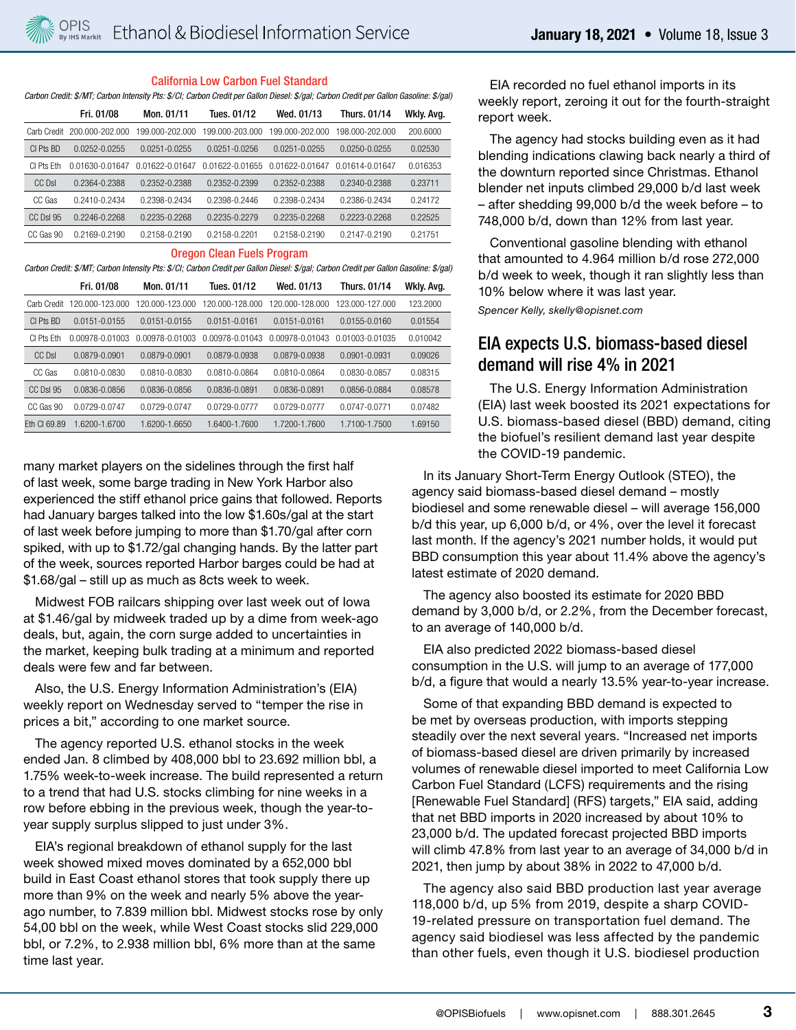### California Low Carbon Fuel Standard

*Carbon Credit: $/MT; Carbon Intensity Pts: $/CI; Carbon Credit per Gallon Diesel: $/gal; Carbon Credit per Gallon Gasoline: $/gal)*

| | Fri. 01/08 | Mon. 01/11 | Tues. 01/12 | Wed. 01/13 | Thurs. 01/14 | Wkly. Avg. |
|---|---|---|---|---|---|---|
| Carb Credit | 200.000-202.000 | 199.000-202.000 | 199.000-203.000 | 199.000-202.000 | 198.000-202.000 | 200.6000 |
| CI Pts BD | 0.0252-0.0255 | 0.0251-0.0255 | 0.0251-0.0256 | 0.0251-0.0255 | 0.0250-0.0255 | 0.02530 |
| CI Pts Eth | 0.01630-0.01647 | 0.01622-0.01647 | 0.01622-0.01655 | 0.01622-0.01647 | 0.01614-0.01647 | 0.016353 |
| CC Dsl | 0.2364-0.2388 | 0.2352-0.2388 | 0.2352-0.2399 | 0.2352-0.2388 | 0.2340-0.2388 | 0.23711 |
| CC Gas | 0.2410-0.2434 | 0.2398-0.2434 | 0.2398-0.2446 | 0.2398-0.2434 | 0.2386-0.2434 | 0.24172 |
| CC Dsl 95 | 0.2246-0.2268 | 0.2235-0.2268 | 0.2235-0.2279 | 0.2235-0.2268 | 0.2223-0.2268 | 0.22525 |
| CC Gas 90 | 0.2169-0.2190 | 0.2158-0.2190 | 0.2158-0.2201 | 0.2158-0.2190 | 0.2147-0.2190 | 0.21751 |

### Oregon Clean Fuels Program

*Carbon Credit: $/MT; Carbon Intensity Pts: $/CI; Carbon Credit per Gallon Diesel: $/gal; Carbon Credit per Gallon Gasoline: $/gal)*

| | Fri. 01/08 | Mon. 01/11 | Tues. 01/12 | Wed. 01/13 | Thurs. 01/14 | Wkly. Avg. |
|---|---|---|---|---|---|---|
| Carb Credit | 120.000-123.000 | 120.000-123.000 | 120.000-128.000 | 120.000-128.000 | 123.000-127.000 | 123.2000 |
| CI Pts BD | 0.0151-0.0155 | 0.0151-0.0155 | 0.0151-0.0161 | 0.0151-0.0161 | 0.0155-0.0160 | 0.01554 |
| CI Pts Eth | 0.00978-0.01003 | 0.00978-0.01003 | 0.00978-0.01043 | 0.00978-0.01043 | 0.01003-0.01035 | 0.010042 |
| CC Dsl | 0.0879-0.0901 | 0.0879-0.0901 | 0.0879-0.0938 | 0.0879-0.0938 | 0.0901-0.0931 | 0.09026 |
| CC Gas | 0.0810-0.0830 | 0.0810-0.0830 | 0.0810-0.0864 | 0.0810-0.0864 | 0.0830-0.0857 | 0.08315 |
| CC Dsl 95 | 0.0836-0.0856 | 0.0836-0.0856 | 0.0836-0.0891 | 0.0836-0.0891 | 0.0856-0.0884 | 0.08578 |
| CC Gas 90 | 0.0729-0.0747 | 0.0729-0.0747 | 0.0729-0.0777 | 0.0729-0.0777 | 0.0747-0.0771 | 0.07482 |
| Eth CI 69.89 | 1.6200-1.6700 | 1.6200-1.6650 | 1.6400-1.7600 | 1.7200-1.7600 | 1.7100-1.7500 | 1.69150 |

many market players on the sidelines through the first half of last week, some barge trading in New York Harbor also experienced the stiff ethanol price gains that followed. Reports had January barges talked into the low $1.60s/gal at the start of last week before jumping to more than $1.70/gal after corn spiked, with up to $1.72/gal changing hands. By the latter part of the week, sources reported Harbor barges could be had at $1.68/gal – still up as much as 8cts week to week.

Midwest FOB railcars shipping over last week out of Iowa at $1.46/gal by midweek traded up by a dime from week-ago deals, but, again, the corn surge added to uncertainties in the market, keeping bulk trading at a minimum and reported deals were few and far between.

Also, the U.S. Energy Information Administration's (EIA) weekly report on Wednesday served to "temper the rise in prices a bit," according to one market source.

The agency reported U.S. ethanol stocks in the week ended Jan. 8 climbed by 408,000 bbl to 23.692 million bbl, a 1.75% week-to-week increase. The build represented a return to a trend that had U.S. stocks climbing for nine weeks in a row before ebbing in the previous week, though the year-to-year supply surplus slipped to just under 3%.

EIA's regional breakdown of ethanol supply for the last week showed mixed moves dominated by a 652,000 bbl build in East Coast ethanol stores that took supply there up more than 9% on the week and nearly 5% above the year-ago number, to 7.839 million bbl. Midwest stocks rose by only 54,00 bbl on the week, while West Coast stocks slid 229,000 bbl, or 7.2%, to 2.938 million bbl, 6% more than at the same time last year.

EIA recorded no fuel ethanol imports in its weekly report week, zeroing it out for the fourth-straight report week.

The agency had stocks building even as it had blending indications clawing back nearly a third of the downturn reported since Christmas. Ethanol blender net inputs climbed 29,000 b/d last week – after shedding 99,000 b/d the week before – to 748,000 b/d, down than 12% from last year.

Conventional gasoline blending with ethanol that amounted to 4.964 million b/d rose 272,000 b/d week to week, though it ran slightly less than 10% below where it was last year.

*Spencer Kelly, skelly@opisnet.com*

## EIA expects U.S. biomass-based diesel demand will rise 4% in 2021

The U.S. Energy Information Administration (EIA) last week boosted its 2021 expectations for U.S. biomass-based diesel (BBD) demand, citing the biofuel's resilient demand last year despite the COVID-19 pandemic.

In its January Short-Term Energy Outlook (STEO), the agency said biomass-based diesel demand – mostly biodiesel and some renewable diesel – will average 156,000 b/d this year, up 6,000 b/d, or 4%, over the level it forecast last month. If the agency's 2021 number holds, it would put BBD consumption this year about 11.4% above the agency's latest estimate of 2020 demand.

The agency also boosted its estimate for 2020 BBD demand by 3,000 b/d, or 2.2%, from the December forecast, to an average of 140,000 b/d.

EIA also predicted 2022 biomass-based diesel consumption in the U.S. will jump to an average of 177,000 b/d, a figure that would a nearly 13.5% year-to-year increase.

Some of that expanding BBD demand is expected to be met by overseas production, with imports stepping steadily over the next several years. "Increased net imports of biomass-based diesel are driven primarily by increased volumes of renewable diesel imported to meet California Low Carbon Fuel Standard (LCFS) requirements and the rising [Renewable Fuel Standard] (RFS) targets," EIA said, adding that net BBD imports in 2020 increased by about 10% to 23,000 b/d. The updated forecast projected BBD imports will climb 47.8% from last year to an average of 34,000 b/d in 2021, then jump by about 38% in 2022 to 47,000 b/d.

The agency also said BBD production last year average 118,000 b/d, up 5% from 2019, despite a sharp COVID-19-related pressure on transportation fuel demand. The agency said biodiesel was less affected by the pandemic than other fuels, even though it U.S. biodiesel production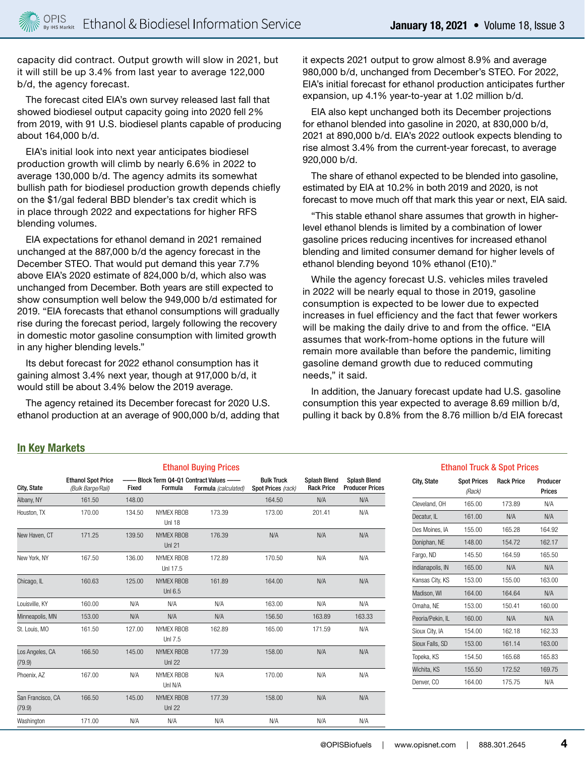capacity did contract. Output growth will slow in 2021, but it will still be up 3.4% from last year to average 122,000 b/d, the agency forecast.

The forecast cited EIA's own survey released last fall that showed biodiesel output capacity going into 2020 fell 2% from 2019, with 91 U.S. biodiesel plants capable of producing about 164,000 b/d.

EIA's initial look into next year anticipates biodiesel production growth will climb by nearly 6.6% in 2022 to average 130,000 b/d. The agency admits its somewhat bullish path for biodiesel production growth depends chiefly on the $1/gal federal BBD blender's tax credit which is in place through 2022 and expectations for higher RFS blending volumes.

EIA expectations for ethanol demand in 2021 remained unchanged at the 887,000 b/d the agency forecast in the December STEO. That would put demand this year 7.7% above EIA's 2020 estimate of 824,000 b/d, which also was unchanged from December. Both years are still expected to show consumption well below the 949,000 b/d estimated for 2019. "EIA forecasts that ethanol consumptions will gradually rise during the forecast period, largely following the recovery in domestic motor gasoline consumption with limited growth in any higher blending levels."

Its debut forecast for 2022 ethanol consumption has it gaining almost 3.4% next year, though at 917,000 b/d, it would still be about 3.4% below the 2019 average.

The agency retained its December forecast for 2020 U.S. ethanol production at an average of 900,000 b/d, adding that it expects 2021 output to grow almost 8.9% and average 980,000 b/d, unchanged from December's STEO. For 2022, EIA's initial forecast for ethanol production anticipates further expansion, up 4.1% year-to-year at 1.02 million b/d.

EIA also kept unchanged both its December projections for ethanol blended into gasoline in 2020, at 830,000 b/d, 2021 at 890,000 b/d. EIA's 2022 outlook expects blending to rise almost 3.4% from the current-year forecast, to average 920,000 b/d.

The share of ethanol expected to be blended into gasoline, estimated by EIA at 10.2% in both 2019 and 2020, is not forecast to move much off that mark this year or next, EIA said.

"This stable ethanol share assumes that growth in higher-level ethanol blends is limited by a combination of lower gasoline prices reducing incentives for increased ethanol blending and limited consumer demand for higher levels of ethanol blending beyond 10% ethanol (E10)."

While the agency forecast U.S. vehicles miles traveled in 2022 will be nearly equal to those in 2019, gasoline consumption is expected to be lower due to expected increases in fuel efficiency and the fact that fewer workers will be making the daily drive to and from the office. "EIA assumes that work-from-home options in the future will remain more available than before the pandemic, limiting gasoline demand growth due to reduced commuting needs," it said.

In addition, the January forecast update had U.S. gasoline consumption this year expected to average 8.69 million b/d, pulling it back by 0.8% from the 8.76 million b/d EIA forecast

## In Key Markets

### Ethanol Buying Prices

| City, State | Ethanol Spot Price (Bulk Barge/Rail) | Block Term Q4-Q1 Contract Values Fixed | Block Term Q4-Q1 Contract Values Formula | Block Term Q4-Q1 Contract Values Formula (calculated) | Bulk Truck Spot Prices (rack) | Splash Blend Rack Price | Splash Blend Producer Prices |
|---|---|---|---|---|---|---|---|
| Albany, NY | 161.50 | 148.00 | | | 164.50 | N/A | N/A |
| Houston, TX | 170.00 | 134.50 | NYMEX RBOB Unl 18 | 173.39 | 173.00 | 201.41 | N/A |
| New Haven, CT | 171.25 | 139.50 | NYMEX RBOB Unl 21 | 176.39 | N/A | N/A | N/A |
| New York, NY | 167.50 | 136.00 | NYMEX RBOB Unl 17.5 | 172.89 | 170.50 | N/A | N/A |
| Chicago, IL | 160.63 | 125.00 | NYMEX RBOB Unl 6.5 | 161.89 | 164.00 | N/A | N/A |
| Louisville, KY | 160.00 | N/A | N/A | N/A | 163.00 | N/A | N/A |
| Minneapolis, MN | 153.00 | N/A | N/A | N/A | 156.50 | 163.89 | 163.33 |
| St. Louis, MO | 161.50 | 127.00 | NYMEX RBOB Unl 7.5 | 162.89 | 165.00 | 171.59 | N/A |
| Los Angeles, CA (79.9) | 166.50 | 145.00 | NYMEX RBOB Unl 22 | 177.39 | 158.00 | N/A | N/A |
| Phoenix, AZ | 167.00 | N/A | NYMEX RBOB Unl N/A | N/A | 170.00 | N/A | N/A |
| San Francisco, CA (79.9) | 166.50 | 145.00 | NYMEX RBOB Unl 22 | 177.39 | 158.00 | N/A | N/A |
| Washington | 171.00 | N/A | N/A | N/A | N/A | N/A | N/A |

### Ethanol Truck & Spot Prices

| City, State | Spot Prices (Rack) | Rack Price | Producer Prices |
|---|---|---|---|
| Cleveland, OH | 165.00 | 173.89 | N/A |
| Decatur, IL | 161.00 | N/A | N/A |
| Des Moines, IA | 155.00 | 165.28 | 164.92 |
| Doniphan, NE | 148.00 | 154.72 | 162.17 |
| Fargo, ND | 145.50 | 164.59 | 165.50 |
| Indianapolis, IN | 165.00 | N/A | N/A |
| Kansas City, KS | 153.00 | 155.00 | 163.00 |
| Madison, WI | 164.00 | 164.64 | N/A |
| Omaha, NE | 153.00 | 150.41 | 160.00 |
| Peoria/Pekin, IL | 160.00 | N/A | N/A |
| Sioux City, IA | 154.00 | 162.18 | 162.33 |
| Sioux Falls, SD | 153.00 | 161.14 | 163.00 |
| Topeka, KS | 154.50 | 165.68 | 165.83 |
| Wichita, KS | 155.50 | 172.52 | 169.75 |
| Denver, CO | 164.00 | 175.75 | N/A |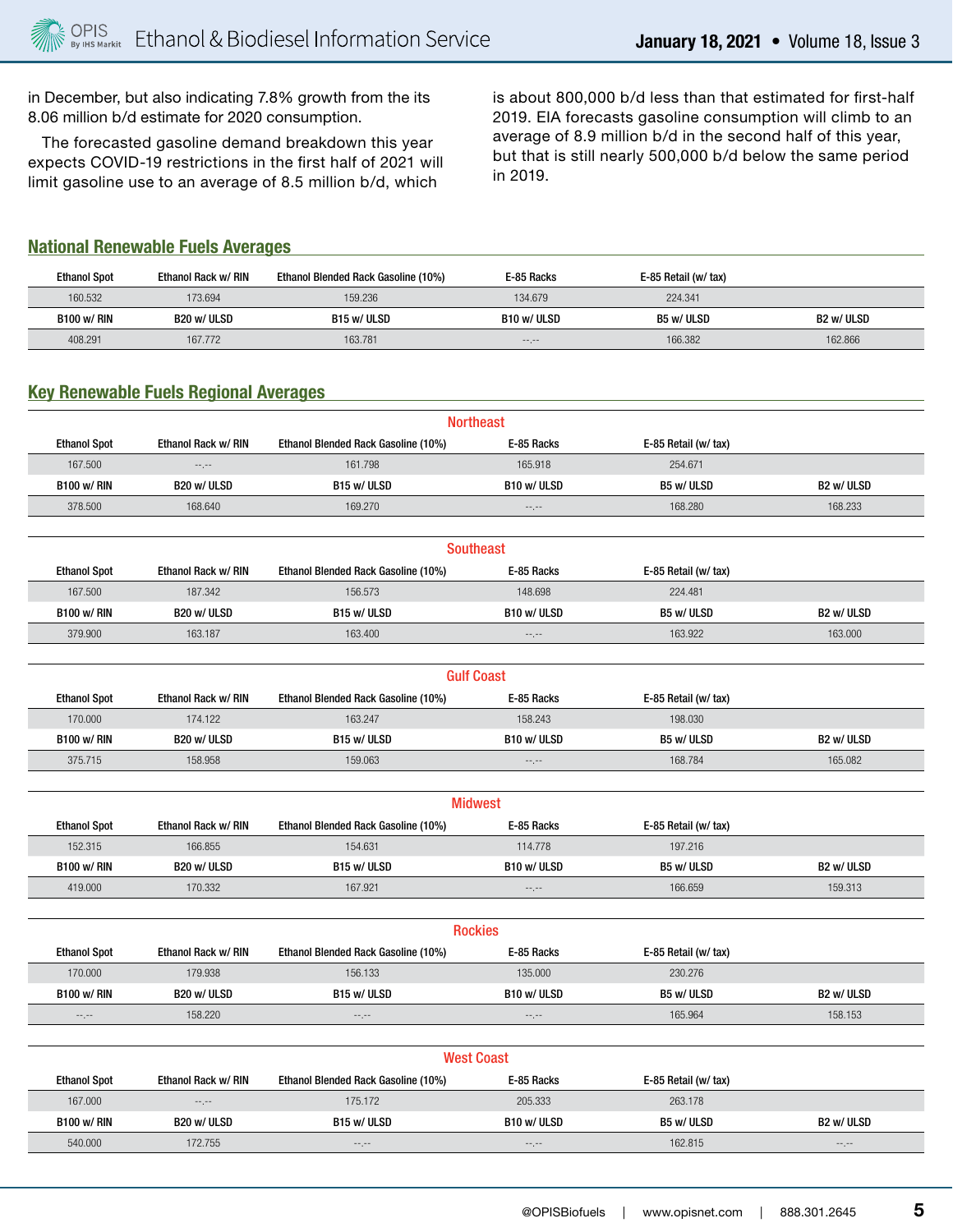in December, but also indicating 7.8% growth from the its 8.06 million b/d estimate for 2020 consumption.

The forecasted gasoline demand breakdown this year expects COVID-19 restrictions in the first half of 2021 will limit gasoline use to an average of 8.5 million b/d, which is about 800,000 b/d less than that estimated for first-half 2019. EIA forecasts gasoline consumption will climb to an average of 8.9 million b/d in the second half of this year, but that is still nearly 500,000 b/d below the same period in 2019.

## National Renewable Fuels Averages

| Ethanol Spot | Ethanol Rack w/ RIN | Ethanol Blended Rack Gasoline (10%) | E-85 Racks | E-85 Retail (w/ tax) | |
|---|---|---|---|---|---|
| 160.532 | 173.694 | 159.236 | 134.679 | 224.341 | |
| **B100 w/ RIN** | **B20 w/ ULSD** | **B15 w/ ULSD** | **B10 w/ ULSD** | **B5 w/ ULSD** | **B2 w/ ULSD** |
| 408.291 | 167.772 | 163.781 | --.-- | 166.382 | 162.866 |

## Key Renewable Fuels Regional Averages

### Northeast

| Ethanol Spot | Ethanol Rack w/ RIN | Ethanol Blended Rack Gasoline (10%) | E-85 Racks | E-85 Retail (w/ tax) | |
|---|---|---|---|---|---|
| 167.500 | --.-- | 161.798 | 165.918 | 254.671 | |
| **B100 w/ RIN** | **B20 w/ ULSD** | **B15 w/ ULSD** | **B10 w/ ULSD** | **B5 w/ ULSD** | **B2 w/ ULSD** |
| 378.500 | 168.640 | 169.270 | --.-- | 168.280 | 168.233 |

### Southeast

| Ethanol Spot | Ethanol Rack w/ RIN | Ethanol Blended Rack Gasoline (10%) | E-85 Racks | E-85 Retail (w/ tax) | |
|---|---|---|---|---|---|
| 167.500 | 187.342 | 156.573 | 148.698 | 224.481 | |
| **B100 w/ RIN** | **B20 w/ ULSD** | **B15 w/ ULSD** | **B10 w/ ULSD** | **B5 w/ ULSD** | **B2 w/ ULSD** |
| 379.900 | 163.187 | 163.400 | --.-- | 163.922 | 163.000 |

### Gulf Coast

| Ethanol Spot | Ethanol Rack w/ RIN | Ethanol Blended Rack Gasoline (10%) | E-85 Racks | E-85 Retail (w/ tax) | |
|---|---|---|---|---|---|
| 170.000 | 174.122 | 163.247 | 158.243 | 198.030 | |
| **B100 w/ RIN** | **B20 w/ ULSD** | **B15 w/ ULSD** | **B10 w/ ULSD** | **B5 w/ ULSD** | **B2 w/ ULSD** |
| 375.715 | 158.958 | 159.063 | --.-- | 168.784 | 165.082 |

### Midwest

| Ethanol Spot | Ethanol Rack w/ RIN | Ethanol Blended Rack Gasoline (10%) | E-85 Racks | E-85 Retail (w/ tax) | |
|---|---|---|---|---|---|
| 152.315 | 166.855 | 154.631 | 114.778 | 197.216 | |
| **B100 w/ RIN** | **B20 w/ ULSD** | **B15 w/ ULSD** | **B10 w/ ULSD** | **B5 w/ ULSD** | **B2 w/ ULSD** |
| 419.000 | 170.332 | 167.921 | --.-- | 166.659 | 159.313 |

### Rockies

| Ethanol Spot | Ethanol Rack w/ RIN | Ethanol Blended Rack Gasoline (10%) | E-85 Racks | E-85 Retail (w/ tax) | |
|---|---|---|---|---|---|
| 170.000 | 179.938 | 156.133 | 135.000 | 230.276 | |
| **B100 w/ RIN** | **B20 w/ ULSD** | **B15 w/ ULSD** | **B10 w/ ULSD** | **B5 w/ ULSD** | **B2 w/ ULSD** |
| --.-- | 158.220 | --.-- | --.-- | 165.964 | 158.153 |

### West Coast

| Ethanol Spot | Ethanol Rack w/ RIN | Ethanol Blended Rack Gasoline (10%) | E-85 Racks | E-85 Retail (w/ tax) | |
|---|---|---|---|---|---|
| 167.000 | --.-- | 175.172 | 205.333 | 263.178 | |
| **B100 w/ RIN** | **B20 w/ ULSD** | **B15 w/ ULSD** | **B10 w/ ULSD** | **B5 w/ ULSD** | **B2 w/ ULSD** |
| 540.000 | 172.755 | --.-- | --.-- | 162.815 | --.-- |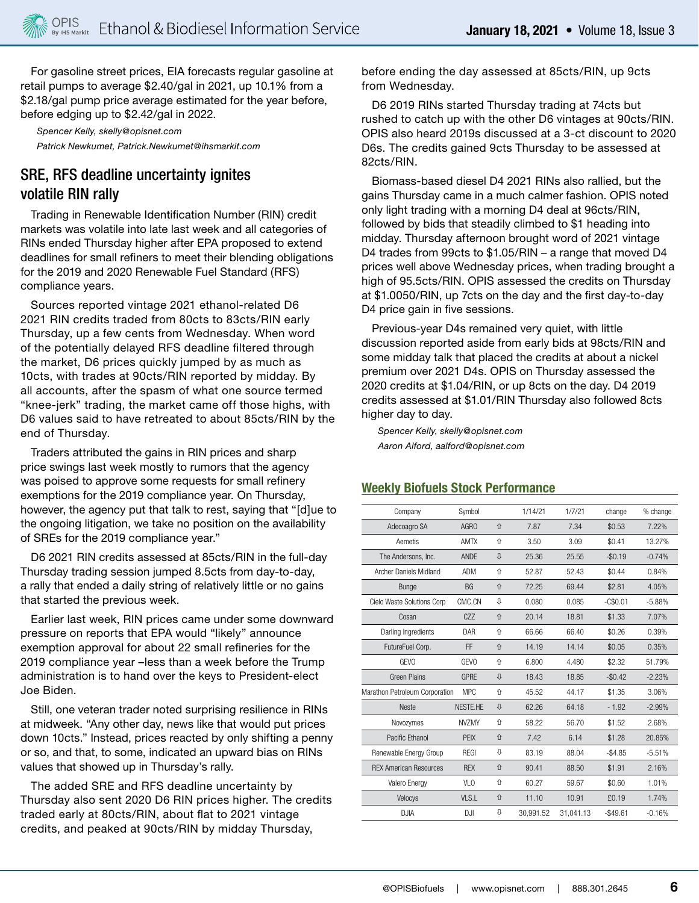For gasoline street prices, EIA forecasts regular gasoline at retail pumps to average $2.40/gal in 2021, up 10.1% from a $2.18/gal pump price average estimated for the year before, before edging up to $2.42/gal in 2022.

*Spencer Kelly, skelly@opisnet.com*

*Patrick Newkumet, Patrick.Newkumet@ihsmarkit.com*

## SRE, RFS deadline uncertainty ignites volatile RIN rally

Trading in Renewable Identification Number (RIN) credit markets was volatile into late last week and all categories of RINs ended Thursday higher after EPA proposed to extend deadlines for small refiners to meet their blending obligations for the 2019 and 2020 Renewable Fuel Standard (RFS) compliance years.

Sources reported vintage 2021 ethanol-related D6 2021 RIN credits traded from 80cts to 83cts/RIN early Thursday, up a few cents from Wednesday. When word of the potentially delayed RFS deadline filtered through the market, D6 prices quickly jumped by as much as 10cts, with trades at 90cts/RIN reported by midday. By all accounts, after the spasm of what one source termed "knee-jerk" trading, the market came off those highs, with D6 values said to have retreated to about 85cts/RIN by the end of Thursday.

Traders attributed the gains in RIN prices and sharp price swings last week mostly to rumors that the agency was poised to approve some requests for small refinery exemptions for the 2019 compliance year. On Thursday, however, the agency put that talk to rest, saying that "[d]ue to the ongoing litigation, we take no position on the availability of SREs for the 2019 compliance year."

D6 2021 RIN credits assessed at 85cts/RIN in the full-day Thursday trading session jumped 8.5cts from day-to-day, a rally that ended a daily string of relatively little or no gains that started the previous week.

Earlier last week, RIN prices came under some downward pressure on reports that EPA would "likely" announce exemption approval for about 22 small refineries for the 2019 compliance year –less than a week before the Trump administration is to hand over the keys to President-elect Joe Biden.

Still, one veteran trader noted surprising resilience in RINs at midweek. "Any other day, news like that would put prices down 10cts." Instead, prices reacted by only shifting a penny or so, and that, to some, indicated an upward bias on RINs values that showed up in Thursday's rally.

The added SRE and RFS deadline uncertainty by Thursday also sent 2020 D6 RIN prices higher. The credits traded early at 80cts/RIN, about flat to 2021 vintage credits, and peaked at 90cts/RIN by midday Thursday, before ending the day assessed at 85cts/RIN, up 9cts from Wednesday.

D6 2019 RINs started Thursday trading at 74cts but rushed to catch up with the other D6 vintages at 90cts/RIN. OPIS also heard 2019s discussed at a 3-ct discount to 2020 D6s. The credits gained 9cts Thursday to be assessed at 82cts/RIN.

Biomass-based diesel D4 2021 RINs also rallied, but the gains Thursday came in a much calmer fashion. OPIS noted only light trading with a morning D4 deal at 96cts/RIN, followed by bids that steadily climbed to $1 heading into midday. Thursday afternoon brought word of 2021 vintage D4 trades from 99cts to $1.05/RIN – a range that moved D4 prices well above Wednesday prices, when trading brought a high of 95.5cts/RIN. OPIS assessed the credits on Thursday at $1.0050/RIN, up 7cts on the day and the first day-to-day D4 price gain in five sessions.

Previous-year D4s remained very quiet, with little discussion reported aside from early bids at 98cts/RIN and some midday talk that placed the credits at about a nickel premium over 2021 D4s. OPIS on Thursday assessed the 2020 credits at $1.04/RIN, or up 8cts on the day. D4 2019 credits assessed at $1.01/RIN Thursday also followed 8cts higher day to day.

*Spencer Kelly, skelly@opisnet.com*

*Aaron Alford, aalford@opisnet.com*

## Weekly Biofuels Stock Performance

| Company | Symbol | | 1/14/21 | 1/7/21 | change | % change |
|---|---|---|---|---|---|---|
| Adecoagro SA | AGRO | ⇧ | 7.87 | 7.34 | $0.53 | 7.22% |
| Aemetis | AMTX | ⇧ | 3.50 | 3.09 | $0.41 | 13.27% |
| The Andersons, Inc. | ANDE | ⇩ | 25.36 | 25.55 | -$0.19 | -0.74% |
| Archer Daniels Midland | ADM | ⇧ | 52.87 | 52.43 | $0.44 | 0.84% |
| Bunge | BG | ⇧ | 72.25 | 69.44 | $2.81 | 4.05% |
| Cielo Waste Solutions Corp | CMC.CN | ⇩ | 0.080 | 0.085 | -C$0.01 | -5.88% |
| Cosan | CZZ | ⇧ | 20.14 | 18.81 | $1.33 | 7.07% |
| Darling Ingredients | DAR | ⇧ | 66.66 | 66.40 | $0.26 | 0.39% |
| FutureFuel Corp. | FF | ⇧ | 14.19 | 14.14 | $0.05 | 0.35% |
| GEVO | GEVO | ⇧ | 6.800 | 4.480 | $2.32 | 51.79% |
| Green Plains | GPRE | ⇩ | 18.43 | 18.85 | -$0.42 | -2.23% |
| Marathon Petroleum Corporation | MPC | ⇧ | 45.52 | 44.17 | $1.35 | 3.06% |
| Neste | NESTE.HE | ⇩ | 62.26 | 64.18 | - 1.92 | -2.99% |
| Novozymes | NVZMY | ⇧ | 58.22 | 56.70 | $1.52 | 2.68% |
| Pacific Ethanol | PEIX | ⇧ | 7.42 | 6.14 | $1.28 | 20.85% |
| Renewable Energy Group | REGI | ⇩ | 83.19 | 88.04 | -$4.85 | -5.51% |
| REX American Resources | REX | ⇧ | 90.41 | 88.50 | $1.91 | 2.16% |
| Valero Energy | VLO | ⇧ | 60.27 | 59.67 | $0.60 | 1.01% |
| Velocys | VLS.L | ⇧ | 11.10 | 10.91 | £0.19 | 1.74% |
| DJIA | DJI | ⇩ | 30,991.52 | 31,041.13 | -$49.61 | -0.16% |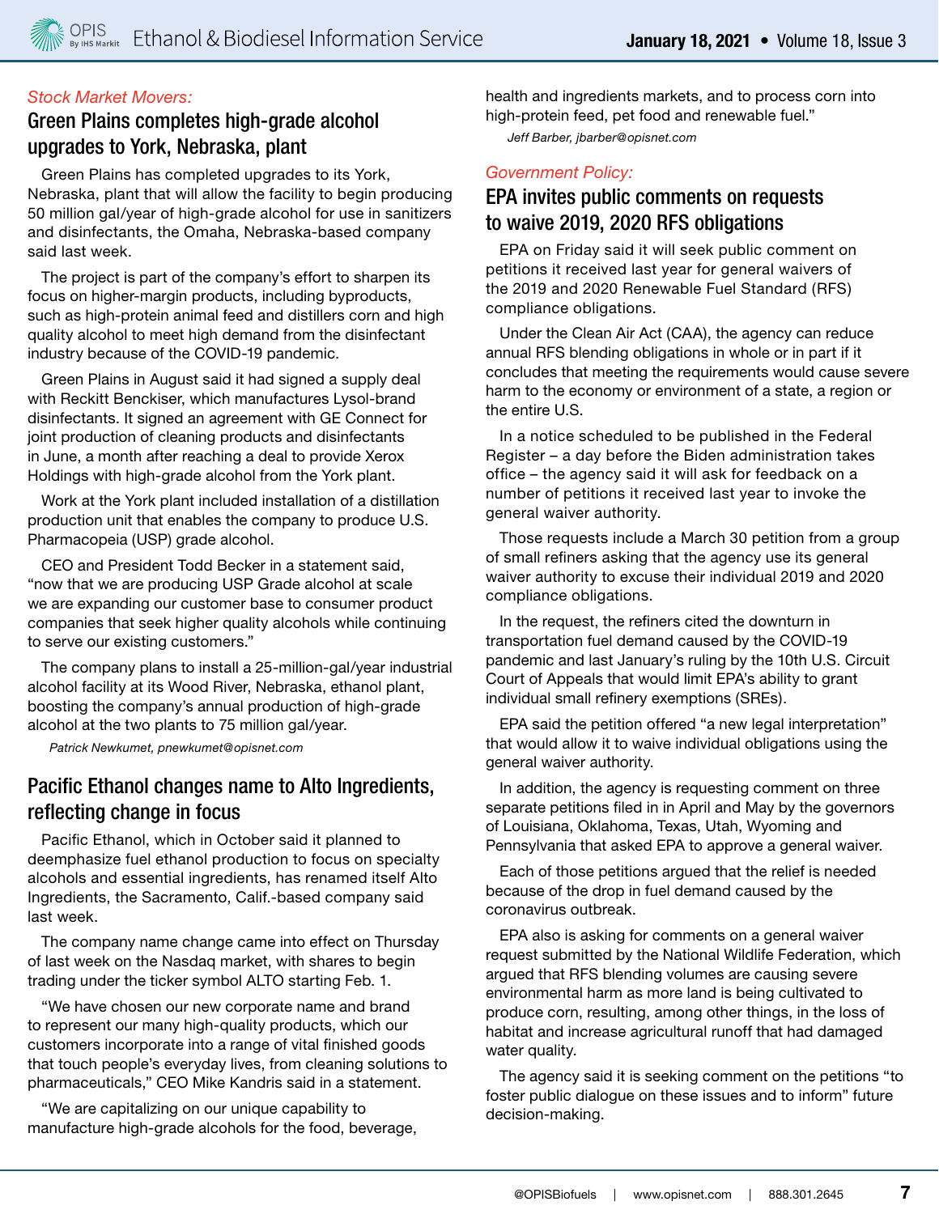*Stock Market Movers:*

## Green Plains completes high-grade alcohol upgrades to York, Nebraska, plant

Green Plains has completed upgrades to its York, Nebraska, plant that will allow the facility to begin producing 50 million gal/year of high-grade alcohol for use in sanitizers and disinfectants, the Omaha, Nebraska-based company said last week.

The project is part of the company's effort to sharpen its focus on higher-margin products, including byproducts, such as high-protein animal feed and distillers corn and high quality alcohol to meet high demand from the disinfectant industry because of the COVID-19 pandemic.

Green Plains in August said it had signed a supply deal with Reckitt Benckiser, which manufactures Lysol-brand disinfectants. It signed an agreement with GE Connect for joint production of cleaning products and disinfectants in June, a month after reaching a deal to provide Xerox Holdings with high-grade alcohol from the York plant.

Work at the York plant included installation of a distillation production unit that enables the company to produce U.S. Pharmacopeia (USP) grade alcohol.

CEO and President Todd Becker in a statement said, "now that we are producing USP Grade alcohol at scale we are expanding our customer base to consumer product companies that seek higher quality alcohols while continuing to serve our existing customers."

The company plans to install a 25-million-gal/year industrial alcohol facility at its Wood River, Nebraska, ethanol plant, boosting the company's annual production of high-grade alcohol at the two plants to 75 million gal/year.

*Patrick Newkumet, pnewkumet@opisnet.com*

## Pacific Ethanol changes name to Alto Ingredients, reflecting change in focus

Pacific Ethanol, which in October said it planned to deemphasize fuel ethanol production to focus on specialty alcohols and essential ingredients, has renamed itself Alto Ingredients, the Sacramento, Calif.-based company said last week.

The company name change came into effect on Thursday of last week on the Nasdaq market, with shares to begin trading under the ticker symbol ALTO starting Feb. 1.

"We have chosen our new corporate name and brand to represent our many high-quality products, which our customers incorporate into a range of vital finished goods that touch people's everyday lives, from cleaning solutions to pharmaceuticals," CEO Mike Kandris said in a statement.

"We are capitalizing on our unique capability to manufacture high-grade alcohols for the food, beverage, health and ingredients markets, and to process corn into high-protein feed, pet food and renewable fuel."

*Jeff Barber, jbarber@opisnet.com*

*Government Policy:*

## EPA invites public comments on requests to waive 2019, 2020 RFS obligations

EPA on Friday said it will seek public comment on petitions it received last year for general waivers of the 2019 and 2020 Renewable Fuel Standard (RFS) compliance obligations.

Under the Clean Air Act (CAA), the agency can reduce annual RFS blending obligations in whole or in part if it concludes that meeting the requirements would cause severe harm to the economy or environment of a state, a region or the entire U.S.

In a notice scheduled to be published in the Federal Register – a day before the Biden administration takes office – the agency said it will ask for feedback on a number of petitions it received last year to invoke the general waiver authority.

Those requests include a March 30 petition from a group of small refiners asking that the agency use its general waiver authority to excuse their individual 2019 and 2020 compliance obligations.

In the request, the refiners cited the downturn in transportation fuel demand caused by the COVID-19 pandemic and last January's ruling by the 10th U.S. Circuit Court of Appeals that would limit EPA's ability to grant individual small refinery exemptions (SREs).

EPA said the petition offered "a new legal interpretation" that would allow it to waive individual obligations using the general waiver authority.

In addition, the agency is requesting comment on three separate petitions filed in in April and May by the governors of Louisiana, Oklahoma, Texas, Utah, Wyoming and Pennsylvania that asked EPA to approve a general waiver.

Each of those petitions argued that the relief is needed because of the drop in fuel demand caused by the coronavirus outbreak.

EPA also is asking for comments on a general waiver request submitted by the National Wildlife Federation, which argued that RFS blending volumes are causing severe environmental harm as more land is being cultivated to produce corn, resulting, among other things, in the loss of habitat and increase agricultural runoff that had damaged water quality.

The agency said it is seeking comment on the petitions "to foster public dialogue on these issues and to inform" future decision-making.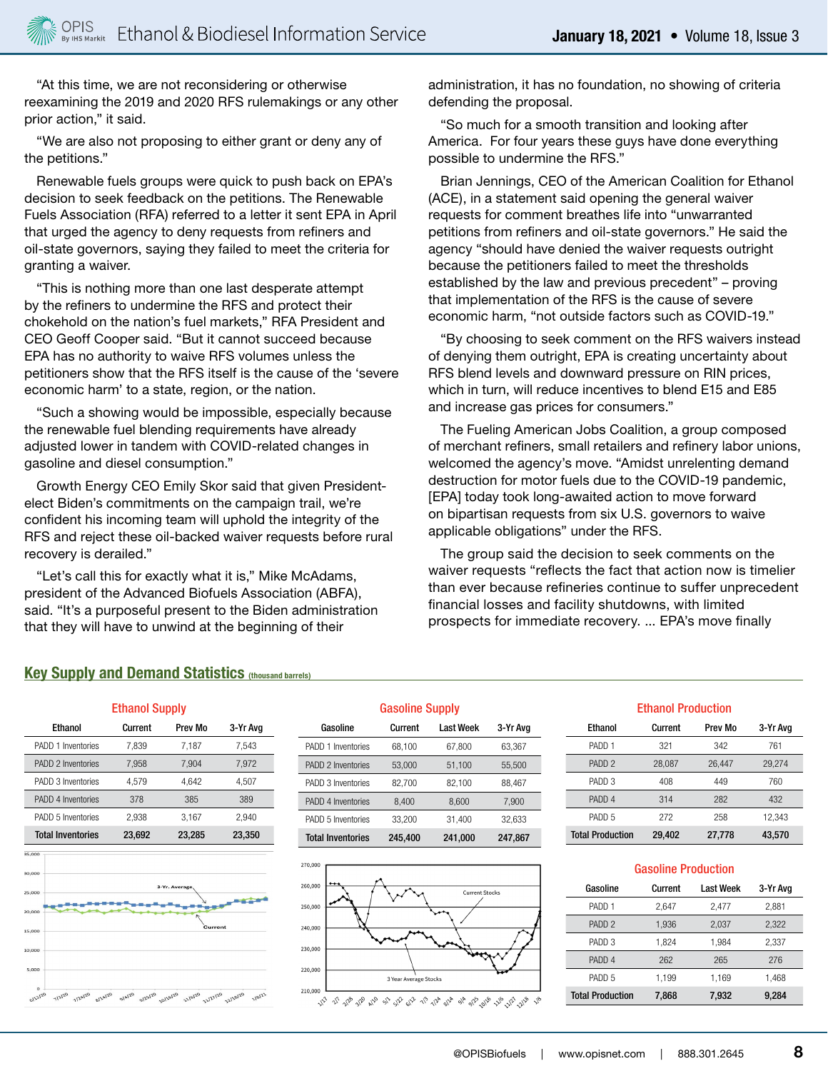"At this time, we are not reconsidering or otherwise reexamining the 2019 and 2020 RFS rulemakings or any other prior action," it said.

"We are also not proposing to either grant or deny any of the petitions."

Renewable fuels groups were quick to push back on EPA's decision to seek feedback on the petitions. The Renewable Fuels Association (RFA) referred to a letter it sent EPA in April that urged the agency to deny requests from refiners and oil-state governors, saying they failed to meet the criteria for granting a waiver.

"This is nothing more than one last desperate attempt by the refiners to undermine the RFS and protect their chokehold on the nation's fuel markets," RFA President and CEO Geoff Cooper said. "But it cannot succeed because EPA has no authority to waive RFS volumes unless the petitioners show that the RFS itself is the cause of the 'severe economic harm' to a state, region, or the nation.

"Such a showing would be impossible, especially because the renewable fuel blending requirements have already adjusted lower in tandem with COVID-related changes in gasoline and diesel consumption."

Growth Energy CEO Emily Skor said that given President-elect Biden's commitments on the campaign trail, we're confident his incoming team will uphold the integrity of the RFS and reject these oil-backed waiver requests before rural recovery is derailed."

"Let's call this for exactly what it is," Mike McAdams, president of the Advanced Biofuels Association (ABFA), said. "It's a purposeful present to the Biden administration that they will have to unwind at the beginning of their administration, it has no foundation, no showing of criteria defending the proposal.

"So much for a smooth transition and looking after America. For four years these guys have done everything possible to undermine the RFS."

Brian Jennings, CEO of the American Coalition for Ethanol (ACE), in a statement said opening the general waiver requests for comment breathes life into "unwarranted petitions from refiners and oil-state governors." He said the agency "should have denied the waiver requests outright because the petitioners failed to meet the thresholds established by the law and previous precedent" – proving that implementation of the RFS is the cause of severe economic harm, "not outside factors such as COVID-19."

"By choosing to seek comment on the RFS waivers instead of denying them outright, EPA is creating uncertainty about RFS blend levels and downward pressure on RIN prices, which in turn, will reduce incentives to blend E15 and E85 and increase gas prices for consumers."

The Fueling American Jobs Coalition, a group composed of merchant refiners, small retailers and refinery labor unions, welcomed the agency's move. "Amidst unrelenting demand destruction for motor fuels due to the COVID-19 pandemic, [EPA] today took long-awaited action to move forward on bipartisan requests from six U.S. governors to waive applicable obligations" under the RFS.

The group said the decision to seek comments on the waiver requests "reflects the fact that action now is timelier than ever because refineries continue to suffer unprecedent financial losses and facility shutdowns, with limited prospects for immediate recovery. ... EPA's move finally

## Key Supply and Demand Statistics (thousand barrels)

### Ethanol Supply

| Ethanol | Current | Prev Mo | 3-Yr Avg |
|---|---|---|---|
| PADD 1 Inventories | 7,839 | 7,187 | 7,543 |
| PADD 2 Inventories | 7,958 | 7,904 | 7,972 |
| PADD 3 Inventories | 4,579 | 4,642 | 4,507 |
| PADD 4 Inventories | 378 | 385 | 389 |
| PADD 5 Inventories | 2,938 | 3,167 | 2,940 |
| **Total Inventories** | **23,692** | **23,285** | **23,350** |

### Gasoline Supply

| Gasoline | Current | Last Week | 3-Yr Avg |
|---|---|---|---|
| PADD 1 Inventories | 68,100 | 67,800 | 63,367 |
| PADD 2 Inventories | 53,000 | 51,100 | 55,500 |
| PADD 3 Inventories | 82,700 | 82,100 | 88,467 |
| PADD 4 Inventories | 8,400 | 8,600 | 7,900 |
| PADD 5 Inventories | 33,200 | 31,400 | 32,633 |
| **Total Inventories** | **245,400** | **241,000** | **247,867** |

### Ethanol Production

| Ethanol | Current | Prev Mo | 3-Yr Avg |
|---|---|---|---|
| PADD 1 | 321 | 342 | 761 |
| PADD 2 | 28,087 | 26,447 | 29,274 |
| PADD 3 | 408 | 449 | 760 |
| PADD 4 | 314 | 282 | 432 |
| PADD 5 | 272 | 258 | 12,343 |
| **Total Production** | **29,402** | **27,778** | **43,570** |

### Gasoline Production

| Gasoline | Current | Last Week | 3-Yr Avg |
|---|---|---|---|
| PADD 1 | 2,647 | 2,477 | 2,881 |
| PADD 2 | 1,936 | 2,037 | 2,322 |
| PADD 3 | 1,824 | 1,984 | 2,337 |
| PADD 4 | 262 | 265 | 276 |
| PADD 5 | 1,199 | 1,169 | 1,468 |
| **Total Production** | **7,868** | **7,932** | **9,284** |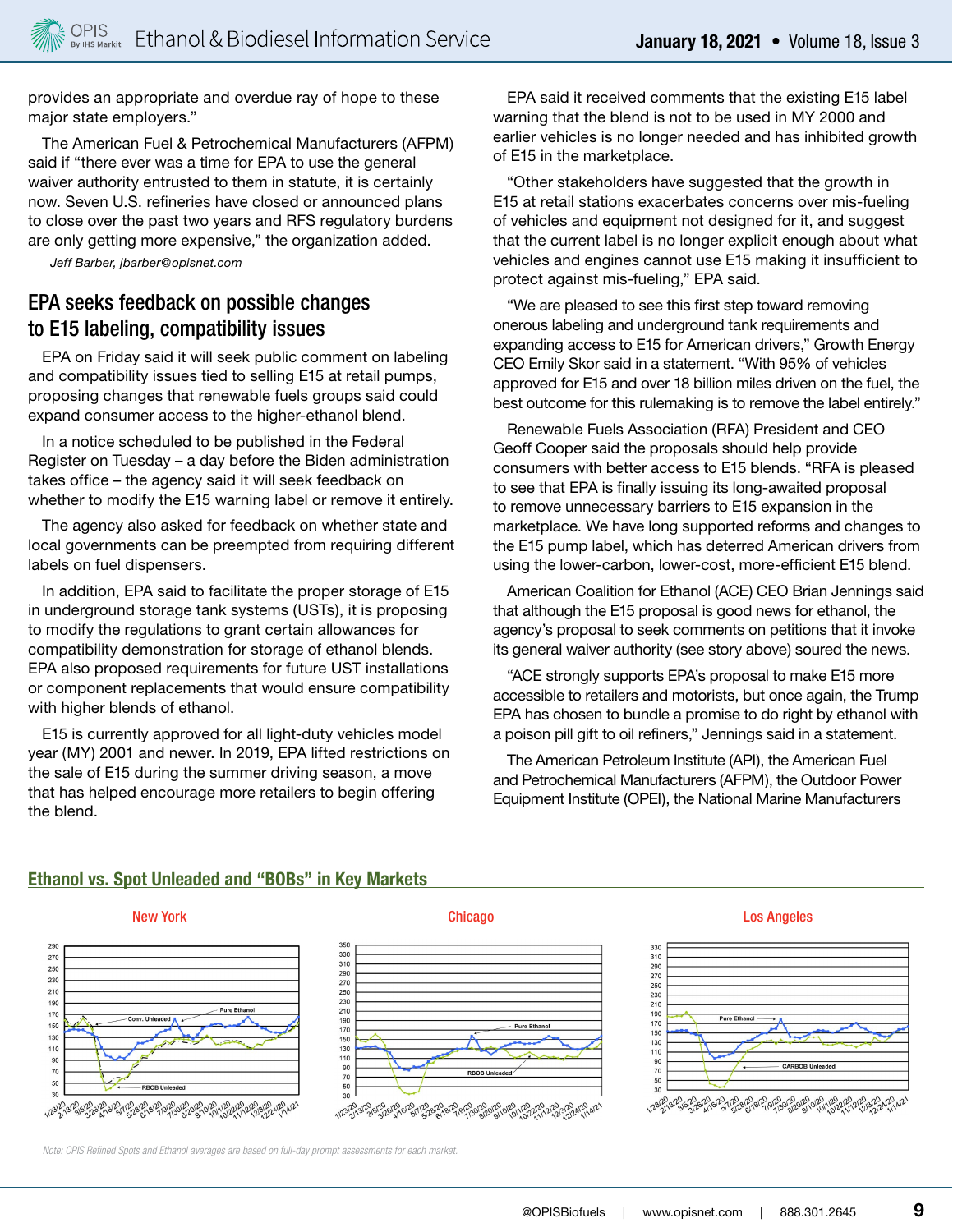provides an appropriate and overdue ray of hope to these major state employers."

The American Fuel & Petrochemical Manufacturers (AFPM) said if "there ever was a time for EPA to use the general waiver authority entrusted to them in statute, it is certainly now. Seven U.S. refineries have closed or announced plans to close over the past two years and RFS regulatory burdens are only getting more expensive," the organization added.

*Jeff Barber, jbarber@opisnet.com*

## EPA seeks feedback on possible changes to E15 labeling, compatibility issues

EPA on Friday said it will seek public comment on labeling and compatibility issues tied to selling E15 at retail pumps, proposing changes that renewable fuels groups said could expand consumer access to the higher-ethanol blend.

In a notice scheduled to be published in the Federal Register on Tuesday – a day before the Biden administration takes office – the agency said it will seek feedback on whether to modify the E15 warning label or remove it entirely.

The agency also asked for feedback on whether state and local governments can be preempted from requiring different labels on fuel dispensers.

In addition, EPA said to facilitate the proper storage of E15 in underground storage tank systems (USTs), it is proposing to modify the regulations to grant certain allowances for compatibility demonstration for storage of ethanol blends. EPA also proposed requirements for future UST installations or component replacements that would ensure compatibility with higher blends of ethanol.

E15 is currently approved for all light-duty vehicles model year (MY) 2001 and newer. In 2019, EPA lifted restrictions on the sale of E15 during the summer driving season, a move that has helped encourage more retailers to begin offering the blend.

EPA said it received comments that the existing E15 label warning that the blend is not to be used in MY 2000 and earlier vehicles is no longer needed and has inhibited growth of E15 in the marketplace.

"Other stakeholders have suggested that the growth in E15 at retail stations exacerbates concerns over mis-fueling of vehicles and equipment not designed for it, and suggest that the current label is no longer explicit enough about what vehicles and engines cannot use E15 making it insufficient to protect against mis-fueling," EPA said.

"We are pleased to see this first step toward removing onerous labeling and underground tank requirements and expanding access to E15 for American drivers," Growth Energy CEO Emily Skor said in a statement. "With 95% of vehicles approved for E15 and over 18 billion miles driven on the fuel, the best outcome for this rulemaking is to remove the label entirely."

Renewable Fuels Association (RFA) President and CEO Geoff Cooper said the proposals should help provide consumers with better access to E15 blends. "RFA is pleased to see that EPA is finally issuing its long-awaited proposal to remove unnecessary barriers to E15 expansion in the marketplace. We have long supported reforms and changes to the E15 pump label, which has deterred American drivers from using the lower-carbon, lower-cost, more-efficient E15 blend.

American Coalition for Ethanol (ACE) CEO Brian Jennings said that although the E15 proposal is good news for ethanol, the agency's proposal to seek comments on petitions that it invoke its general waiver authority (see story above) soured the news.

"ACE strongly supports EPA's proposal to make E15 more accessible to retailers and motorists, but once again, the Trump EPA has chosen to bundle a promise to do right by ethanol with a poison pill gift to oil refiners," Jennings said in a statement.

The American Petroleum Institute (API), the American Fuel and Petrochemical Manufacturers (AFPM), the Outdoor Power Equipment Institute (OPEI), the National Marine Manufacturers

### Ethanol vs. Spot Unleaded and "BOBs" in Key Markets

New York | Chicago | Los Angeles

*Note: OPIS Refined Spots and Ethanol averages are based on full-day prompt assessments for each market.*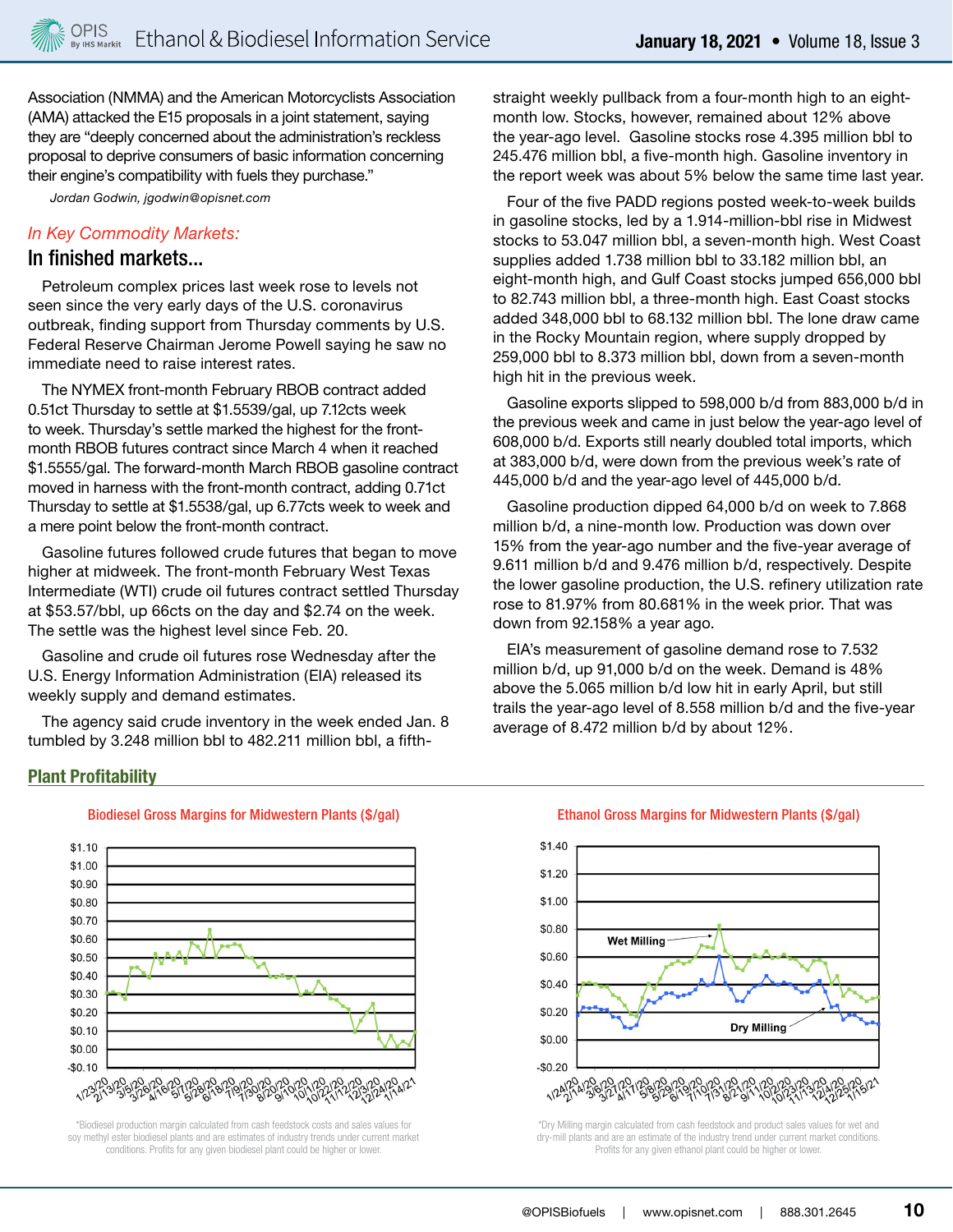Association (NMMA) and the American Motorcyclists Association (AMA) attacked the E15 proposals in a joint statement, saying they are "deeply concerned about the administration's reckless proposal to deprive consumers of basic information concerning their engine's compatibility with fuels they purchase."

*Jordan Godwin, jgodwin@opisnet.com*

*In Key Commodity Markets:*

## In finished markets...

Petroleum complex prices last week rose to levels not seen since the very early days of the U.S. coronavirus outbreak, finding support from Thursday comments by U.S. Federal Reserve Chairman Jerome Powell saying he saw no immediate need to raise interest rates.

The NYMEX front-month February RBOB contract added 0.51ct Thursday to settle at $1.5539/gal, up 7.12cts week to week. Thursday's settle marked the highest for the front-month RBOB futures contract since March 4 when it reached $1.5555/gal. The forward-month March RBOB gasoline contract moved in harness with the front-month contract, adding 0.71ct Thursday to settle at $1.5538/gal, up 6.77cts week to week and a mere point below the front-month contract.

Gasoline futures followed crude futures that began to move higher at midweek. The front-month February West Texas Intermediate (WTI) crude oil futures contract settled Thursday at $53.57/bbl, up 66cts on the day and $2.74 on the week. The settle was the highest level since Feb. 20.

Gasoline and crude oil futures rose Wednesday after the U.S. Energy Information Administration (EIA) released its weekly supply and demand estimates.

The agency said crude inventory in the week ended Jan. 8 tumbled by 3.248 million bbl to 482.211 million bbl, a fifth-straight weekly pullback from a four-month high to an eight-month low. Stocks, however, remained about 12% above the year-ago level. Gasoline stocks rose 4.395 million bbl to 245.476 million bbl, a five-month high. Gasoline inventory in the report week was about 5% below the same time last year.

Four of the five PADD regions posted week-to-week builds in gasoline stocks, led by a 1.914-million-bbl rise in Midwest stocks to 53.047 million bbl, a seven-month high. West Coast supplies added 1.738 million bbl to 33.182 million bbl, an eight-month high, and Gulf Coast stocks jumped 656,000 bbl to 82.743 million bbl, a three-month high. East Coast stocks added 348,000 bbl to 68.132 million bbl. The lone draw came in the Rocky Mountain region, where supply dropped by 259,000 bbl to 8.373 million bbl, down from a seven-month high hit in the previous week.

Gasoline exports slipped to 598,000 b/d from 883,000 b/d in the previous week and came in just below the year-ago level of 608,000 b/d. Exports still nearly doubled total imports, which at 383,000 b/d, were down from the previous week's rate of 445,000 b/d and the year-ago level of 445,000 b/d.

Gasoline production dipped 64,000 b/d on week to 7.868 million b/d, a nine-month low. Production was down over 15% from the year-ago number and the five-year average of 9.611 million b/d and 9.476 million b/d, respectively. Despite the lower gasoline production, the U.S. refinery utilization rate rose to 81.97% from 80.681% in the week prior. That was down from 92.158% a year ago.

EIA's measurement of gasoline demand rose to 7.532 million b/d, up 91,000 b/d on the week. Demand is 48% above the 5.065 million b/d low hit in early April, but still trails the year-ago level of 8.558 million b/d and the five-year average of 8.472 million b/d by about 12%.

## Plant Profitability

**Biodiesel Gross Margins for Midwestern Plants ($/gal)**

*Biodiesel production margin calculated from cash feedstock costs and sales values for soy methyl ester biodiesel plants and are estimates of industry trends under current market conditions. Profits for any given biodiesel plant could be higher or lower.

**Ethanol Gross Margins for Midwestern Plants ($/gal)**

*Dry Milling margin calculated from cash feedstock and product sales values for wet and dry-mill plants and are an estimate of the industry trend under current market conditions. Profits for any given ethanol plant could be higher or lower.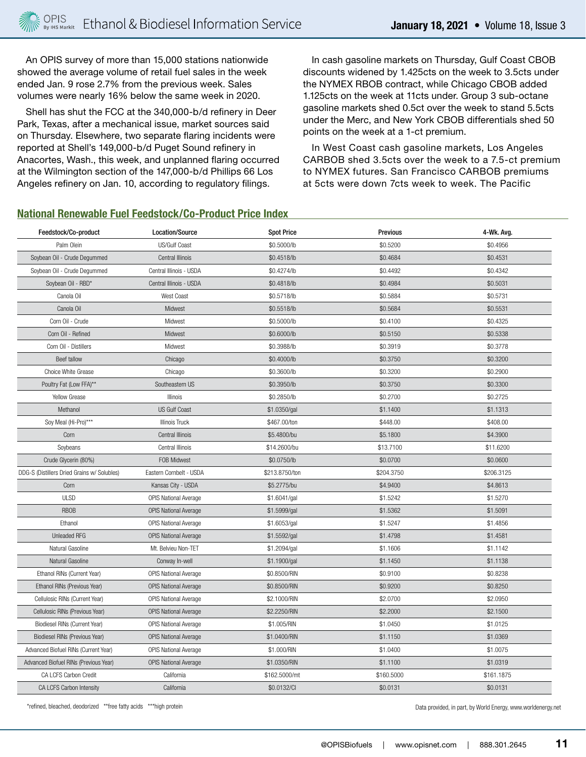An OPIS survey of more than 15,000 stations nationwide showed the average volume of retail fuel sales in the week ended Jan. 9 rose 2.7% from the previous week. Sales volumes were nearly 16% below the same week in 2020.

Shell has shut the FCC at the 340,000-b/d refinery in Deer Park, Texas, after a mechanical issue, market sources said on Thursday. Elsewhere, two separate flaring incidents were reported at Shell's 149,000-b/d Puget Sound refinery in Anacortes, Wash., this week, and unplanned flaring occurred at the Wilmington section of the 147,000-b/d Phillips 66 Los Angeles refinery on Jan. 10, according to regulatory filings.

In cash gasoline markets on Thursday, Gulf Coast CBOB discounts widened by 1.425cts on the week to 3.5cts under the NYMEX RBOB contract, while Chicago CBOB added 1.125cts on the week at 11cts under. Group 3 sub-octane gasoline markets shed 0.5ct over the week to stand 5.5cts under the Merc, and New York CBOB differentials shed 50 points on the week at a 1-ct premium.

In West Coast cash gasoline markets, Los Angeles CARBOB shed 3.5cts over the week to a 7.5-ct premium to NYMEX futures. San Francisco CARBOB premiums at 5cts were down 7cts week to week. The Pacific

## National Renewable Fuel Feedstock/Co-Product Price Index

| Feedstock/Co-product | Location/Source | Spot Price | Previous | 4-Wk. Avg. |
|---|---|---|---|---|
| Palm Olein | US/Gulf Coast | $0.5000/lb | $0.5200 | $0.4956 |
| Soybean Oil - Crude Degummed | Central Illinois | $0.4518/lb | $0.4684 | $0.4531 |
| Soybean Oil - Crude Degummed | Central Illinois - USDA | $0.4274/lb | $0.4492 | $0.4342 |
| Soybean Oil - RBD* | Central Illinois - USDA | $0.4818/lb | $0.4984 | $0.5031 |
| Canola Oil | West Coast | $0.5718/lb | $0.5884 | $0.5731 |
| Canola Oil | Midwest | $0.5518/lb | $0.5684 | $0.5531 |
| Corn Oil - Crude | Midwest | $0.5000/lb | $0.4100 | $0.4325 |
| Corn Oil - Refined | Midwest | $0.6000/lb | $0.5150 | $0.5338 |
| Corn Oil - Distillers | Midwest | $0.3988/lb | $0.3919 | $0.3778 |
| Beef tallow | Chicago | $0.4000/lb | $0.3750 | $0.3200 |
| Choice White Grease | Chicago | $0.3600/lb | $0.3200 | $0.2900 |
| Poultry Fat (Low FFA)** | Southeastern US | $0.3950/lb | $0.3750 | $0.3300 |
| Yellow Grease | Illinois | $0.2850/lb | $0.2700 | $0.2725 |
| Methanol | US Gulf Coast | $1.0350/gal | $1.1400 | $1.1313 |
| Soy Meal (Hi-Pro)*** | Illinois Truck | $467.00/ton | $448.00 | $408.00 |
| Corn | Central Illinois | $5.4800/bu | $5.1800 | $4.3900 |
| Soybeans | Central Illinois | $14.2600/bu | $13.7100 | $11.6200 |
| Crude Glycerin (80%) | FOB Midwest | $0.0750/lb | $0.0700 | $0.0600 |
| DDG-S (Distillers Dried Grains w/ Solubles) | Eastern Cornbelt - USDA | $213.8750/ton | $204.3750 | $206.3125 |
| Corn | Kansas City - USDA | $5.2775/bu | $4.9400 | $4.8613 |
| ULSD | OPIS National Average | $1.6041/gal | $1.5242 | $1.5270 |
| RBOB | OPIS National Average | $1.5999/gal | $1.5362 | $1.5091 |
| Ethanol | OPIS National Average | $1.6053/gal | $1.5247 | $1.4856 |
| Unleaded RFG | OPIS National Average | $1.5592/gal | $1.4798 | $1.4581 |
| Natural Gasoline | Mt. Belvieu Non-TET | $1.2094/gal | $1.1606 | $1.1142 |
| Natural Gasoline | Conway In-well | $1.1900/gal | $1.1450 | $1.1138 |
| Ethanol RINs (Current Year) | OPIS National Average | $0.8500/RIN | $0.9100 | $0.8238 |
| Ethanol RINs (Previous Year) | OPIS National Average | $0.8500/RIN | $0.9200 | $0.8250 |
| Cellulosic RINs (Current Year) | OPIS National Average | $2.1000/RIN | $2.0700 | $2.0950 |
| Cellulosic RINs (Previous Year) | OPIS National Average | $2.2250/RIN | $2.2000 | $2.1500 |
| Biodiesel RINs (Current Year) | OPIS National Average | $1.005/RIN | $1.0450 | $1.0125 |
| Biodiesel RINs (Previous Year) | OPIS National Average | $1.0400/RIN | $1.1150 | $1.0369 |
| Advanced Biofuel RINs (Current Year) | OPIS National Average | $1.000/RIN | $1.0400 | $1.0075 |
| Advanced Biofuel RINs (Previous Year) | OPIS National Average | $1.0350/RIN | $1.1100 | $1.0319 |
| CA LCFS Carbon Credit | California | $162.5000/mt | $160.5000 | $161.1875 |
| CA LCFS Carbon Intensity | California | $0.0132/CI | $0.0131 | $0.0131 |

*refined, bleached, deodorized **free fatty acids ***high protein

Data provided, in part, by World Energy, www.worldenergy.net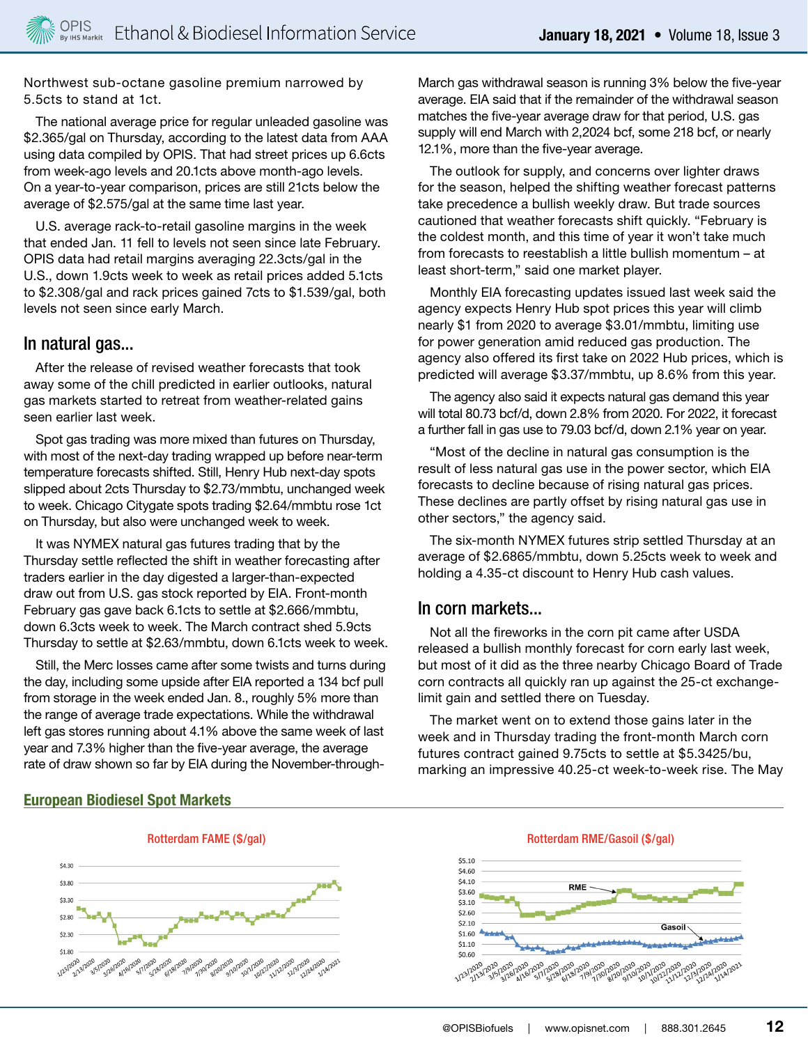Northwest sub-octane gasoline premium narrowed by 5.5cts to stand at 1ct.

The national average price for regular unleaded gasoline was $2.365/gal on Thursday, according to the latest data from AAA using data compiled by OPIS. That had street prices up 6.6cts from week-ago levels and 20.1cts above month-ago levels. On a year-to-year comparison, prices are still 21cts below the average of $2.575/gal at the same time last year.

U.S. average rack-to-retail gasoline margins in the week that ended Jan. 11 fell to levels not seen since late February. OPIS data had retail margins averaging 22.3cts/gal in the U.S., down 1.9cts week to week as retail prices added 5.1cts to $2.308/gal and rack prices gained 7cts to $1.539/gal, both levels not seen since early March.

## In natural gas...

After the release of revised weather forecasts that took away some of the chill predicted in earlier outlooks, natural gas markets started to retreat from weather-related gains seen earlier last week.

Spot gas trading was more mixed than futures on Thursday, with most of the next-day trading wrapped up before near-term temperature forecasts shifted. Still, Henry Hub next-day spots slipped about 2cts Thursday to $2.73/mmbtu, unchanged week to week. Chicago Citygate spots trading $2.64/mmbtu rose 1ct on Thursday, but also were unchanged week to week.

It was NYMEX natural gas futures trading that by the Thursday settle reflected the shift in weather forecasting after traders earlier in the day digested a larger-than-expected draw out from U.S. gas stock reported by EIA. Front-month February gas gave back 6.1cts to settle at $2.666/mmbtu, down 6.3cts week to week. The March contract shed 5.9cts Thursday to settle at $2.63/mmbtu, down 6.1cts week to week.

Still, the Merc losses came after some twists and turns during the day, including some upside after EIA reported a 134 bcf pull from storage in the week ended Jan. 8., roughly 5% more than the range of average trade expectations. While the withdrawal left gas stores running about 4.1% above the same week of last year and 7.3% higher than the five-year average, the average rate of draw shown so far by EIA during the November-through-March gas withdrawal season is running 3% below the five-year average. EIA said that if the remainder of the withdrawal season matches the five-year average draw for that period, U.S. gas supply will end March with 2,2024 bcf, some 218 bcf, or nearly 12.1%, more than the five-year average.

The outlook for supply, and concerns over lighter draws for the season, helped the shifting weather forecast patterns take precedence a bullish weekly draw. But trade sources cautioned that weather forecasts shift quickly. "February is the coldest month, and this time of year it won't take much from forecasts to reestablish a little bullish momentum – at least short-term," said one market player.

Monthly EIA forecasting updates issued last week said the agency expects Henry Hub spot prices this year will climb nearly $1 from 2020 to average $3.01/mmbtu, limiting use for power generation amid reduced gas production. The agency also offered its first take on 2022 Hub prices, which is predicted will average $3.37/mmbtu, up 8.6% from this year.

The agency also said it expects natural gas demand this year will total 80.73 bcf/d, down 2.8% from 2020. For 2022, it forecast a further fall in gas use to 79.03 bcf/d, down 2.1% year on year.

"Most of the decline in natural gas consumption is the result of less natural gas use in the power sector, which EIA forecasts to decline because of rising natural gas prices. These declines are partly offset by rising natural gas use in other sectors," the agency said.

The six-month NYMEX futures strip settled Thursday at an average of $2.6865/mmbtu, down 5.25cts week to week and holding a 4.35-ct discount to Henry Hub cash values.

## In corn markets...

Not all the fireworks in the corn pit came after USDA released a bullish monthly forecast for corn early last week, but most of it did as the three nearby Chicago Board of Trade corn contracts all quickly ran up against the 25-ct exchange-limit gain and settled there on Tuesday.

The market went on to extend those gains later in the week and in Thursday trading the front-month March corn futures contract gained 9.75cts to settle at $5.3425/bu, marking an impressive 40.25-ct week-to-week rise. The May

## European Biodiesel Spot Markets

Rotterdam FAME ($/gal)

Rotterdam RME/Gasoil ($/gal)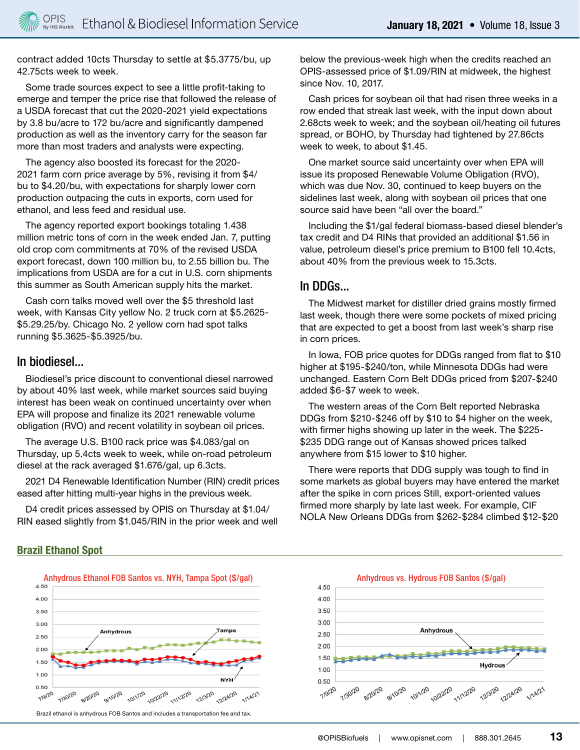contract added 10cts Thursday to settle at $5.3775/bu, up 42.75cts week to week.

Some trade sources expect to see a little profit-taking to emerge and temper the price rise that followed the release of a USDA forecast that cut the 2020-2021 yield expectations by 3.8 bu/acre to 172 bu/acre and significantly dampened production as well as the inventory carry for the season far more than most traders and analysts were expecting.

The agency also boosted its forecast for the 2020-2021 farm corn price average by 5%, revising it from $4/bu to $4.20/bu, with expectations for sharply lower corn production outpacing the cuts in exports, corn used for ethanol, and less feed and residual use.

The agency reported export bookings totaling 1.438 million metric tons of corn in the week ended Jan. 7, putting old crop corn commitments at 70% of the revised USDA export forecast, down 100 million bu, to 2.55 billion bu. The implications from USDA are for a cut in U.S. corn shipments this summer as South American supply hits the market.

Cash corn talks moved well over the $5 threshold last week, with Kansas City yellow No. 2 truck corn at $5.2625-$5.29.25/by. Chicago No. 2 yellow corn had spot talks running $5.3625-$5.3925/bu.

## In biodiesel...

Biodiesel's price discount to conventional diesel narrowed by about 40% last week, while market sources said buying interest has been weak on continued uncertainty over when EPA will propose and finalize its 2021 renewable volume obligation (RVO) and recent volatility in soybean oil prices.

The average U.S. B100 rack price was $4.083/gal on Thursday, up 5.4cts week to week, while on-road petroleum diesel at the rack averaged $1.676/gal, up 6.3cts.

2021 D4 Renewable Identification Number (RIN) credit prices eased after hitting multi-year highs in the previous week.

D4 credit prices assessed by OPIS on Thursday at $1.04/RIN eased slightly from $1.045/RIN in the prior week and well below the previous-week high when the credits reached an OPIS-assessed price of $1.09/RIN at midweek, the highest since Nov. 10, 2017.

Cash prices for soybean oil that had risen three weeks in a row ended that streak last week, with the input down about 2.68cts week to week; and the soybean oil/heating oil futures spread, or BOHO, by Thursday had tightened by 27.86cts week to week, to about $1.45.

One market source said uncertainty over when EPA will issue its proposed Renewable Volume Obligation (RVO), which was due Nov. 30, continued to keep buyers on the sidelines last week, along with soybean oil prices that one source said have been "all over the board."

Including the $1/gal federal biomass-based diesel blender's tax credit and D4 RINs that provided an additional $1.56 in value, petroleum diesel's price premium to B100 fell 10.4cts, about 40% from the previous week to 15.3cts.

## In DDGs...

The Midwest market for distiller dried grains mostly firmed last week, though there were some pockets of mixed pricing that are expected to get a boost from last week's sharp rise in corn prices.

In Iowa, FOB price quotes for DDGs ranged from flat to $10 higher at $195-$240/ton, while Minnesota DDGs had were unchanged. Eastern Corn Belt DDGs priced from $207-$240 added $6-$7 week to week.

The western areas of the Corn Belt reported Nebraska DDGs from $210-$246 off by $10 to $4 higher on the week, with firmer highs showing up later in the week. The $225-$235 DDG range out of Kansas showed prices talked anywhere from $15 lower to $10 higher.

There were reports that DDG supply was tough to find in some markets as global buyers may have entered the market after the spike in corn prices Still, export-oriented values firmed more sharply by late last week. For example, CIF NOLA New Orleans DDGs from $262-$284 climbed $12-$20

## Brazil Ethanol Spot

**Anhydrous Ethanol FOB Santos vs. NYH, Tampa Spot ($/gal)**

Brazil ethanol is anhydrous FOB Santos and includes a transportation fee and tax.

**Anhydrous vs. Hydrous FOB Santos ($/gal)**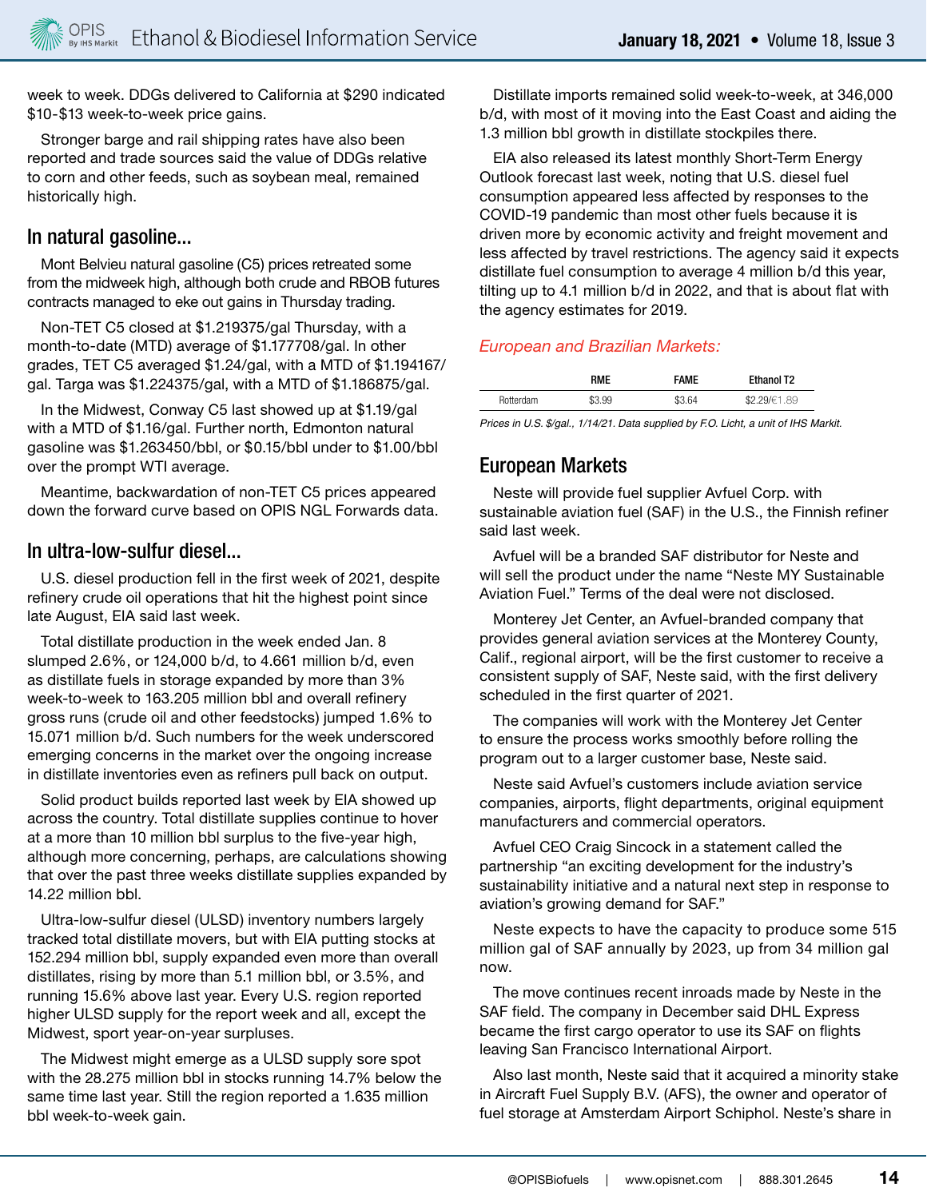week to week. DDGs delivered to California at $290 indicated $10-$13 week-to-week price gains.

Stronger barge and rail shipping rates have also been reported and trade sources said the value of DDGs relative to corn and other feeds, such as soybean meal, remained historically high.

## In natural gasoline...

Mont Belvieu natural gasoline (C5) prices retreated some from the midweek high, although both crude and RBOB futures contracts managed to eke out gains in Thursday trading.

Non-TET C5 closed at $1.219375/gal Thursday, with a month-to-date (MTD) average of $1.177708/gal. In other grades, TET C5 averaged $1.24/gal, with a MTD of $1.194167/gal. Targa was $1.224375/gal, with a MTD of $1.186875/gal.

In the Midwest, Conway C5 last showed up at $1.19/gal with a MTD of $1.16/gal. Further north, Edmonton natural gasoline was $1.263450/bbl, or $0.15/bbl under to $1.00/bbl over the prompt WTI average.

Meantime, backwardation of non-TET C5 prices appeared down the forward curve based on OPIS NGL Forwards data.

## In ultra-low-sulfur diesel...

U.S. diesel production fell in the first week of 2021, despite refinery crude oil operations that hit the highest point since late August, EIA said last week.

Total distillate production in the week ended Jan. 8 slumped 2.6%, or 124,000 b/d, to 4.661 million b/d, even as distillate fuels in storage expanded by more than 3% week-to-week to 163.205 million bbl and overall refinery gross runs (crude oil and other feedstocks) jumped 1.6% to 15.071 million b/d. Such numbers for the week underscored emerging concerns in the market over the ongoing increase in distillate inventories even as refiners pull back on output.

Solid product builds reported last week by EIA showed up across the country. Total distillate supplies continue to hover at a more than 10 million bbl surplus to the five-year high, although more concerning, perhaps, are calculations showing that over the past three weeks distillate supplies expanded by 14.22 million bbl.

Ultra-low-sulfur diesel (ULSD) inventory numbers largely tracked total distillate movers, but with EIA putting stocks at 152.294 million bbl, supply expanded even more than overall distillates, rising by more than 5.1 million bbl, or 3.5%, and running 15.6% above last year. Every U.S. region reported higher ULSD supply for the report week and all, except the Midwest, sport year-on-year surpluses.

The Midwest might emerge as a ULSD supply sore spot with the 28.275 million bbl in stocks running 14.7% below the same time last year. Still the region reported a 1.635 million bbl week-to-week gain.

Distillate imports remained solid week-to-week, at 346,000 b/d, with most of it moving into the East Coast and aiding the 1.3 million bbl growth in distillate stockpiles there.

EIA also released its latest monthly Short-Term Energy Outlook forecast last week, noting that U.S. diesel fuel consumption appeared less affected by responses to the COVID-19 pandemic than most other fuels because it is driven more by economic activity and freight movement and less affected by travel restrictions. The agency said it expects distillate fuel consumption to average 4 million b/d this year, tilting up to 4.1 million b/d in 2022, and that is about flat with the agency estimates for 2019.

### *European and Brazilian Markets:*

| | RME | FAME | Ethanol T2 |
|---|---|---|---|
| Rotterdam | $3.99 | $3.64 | $2.29/€1.89 |

*Prices in U.S. $/gal., 1/14/21. Data supplied by F.O. Licht, a unit of IHS Markit.*

## European Markets

Neste will provide fuel supplier Avfuel Corp. with sustainable aviation fuel (SAF) in the U.S., the Finnish refiner said last week.

Avfuel will be a branded SAF distributor for Neste and will sell the product under the name "Neste MY Sustainable Aviation Fuel." Terms of the deal were not disclosed.

Monterey Jet Center, an Avfuel-branded company that provides general aviation services at the Monterey County, Calif., regional airport, will be the first customer to receive a consistent supply of SAF, Neste said, with the first delivery scheduled in the first quarter of 2021.

The companies will work with the Monterey Jet Center to ensure the process works smoothly before rolling the program out to a larger customer base, Neste said.

Neste said Avfuel's customers include aviation service companies, airports, flight departments, original equipment manufacturers and commercial operators.

Avfuel CEO Craig Sincock in a statement called the partnership "an exciting development for the industry's sustainability initiative and a natural next step in response to aviation's growing demand for SAF."

Neste expects to have the capacity to produce some 515 million gal of SAF annually by 2023, up from 34 million gal now.

The move continues recent inroads made by Neste in the SAF field. The company in December said DHL Express became the first cargo operator to use its SAF on flights leaving San Francisco International Airport.

Also last month, Neste said that it acquired a minority stake in Aircraft Fuel Supply B.V. (AFS), the owner and operator of fuel storage at Amsterdam Airport Schiphol. Neste's share in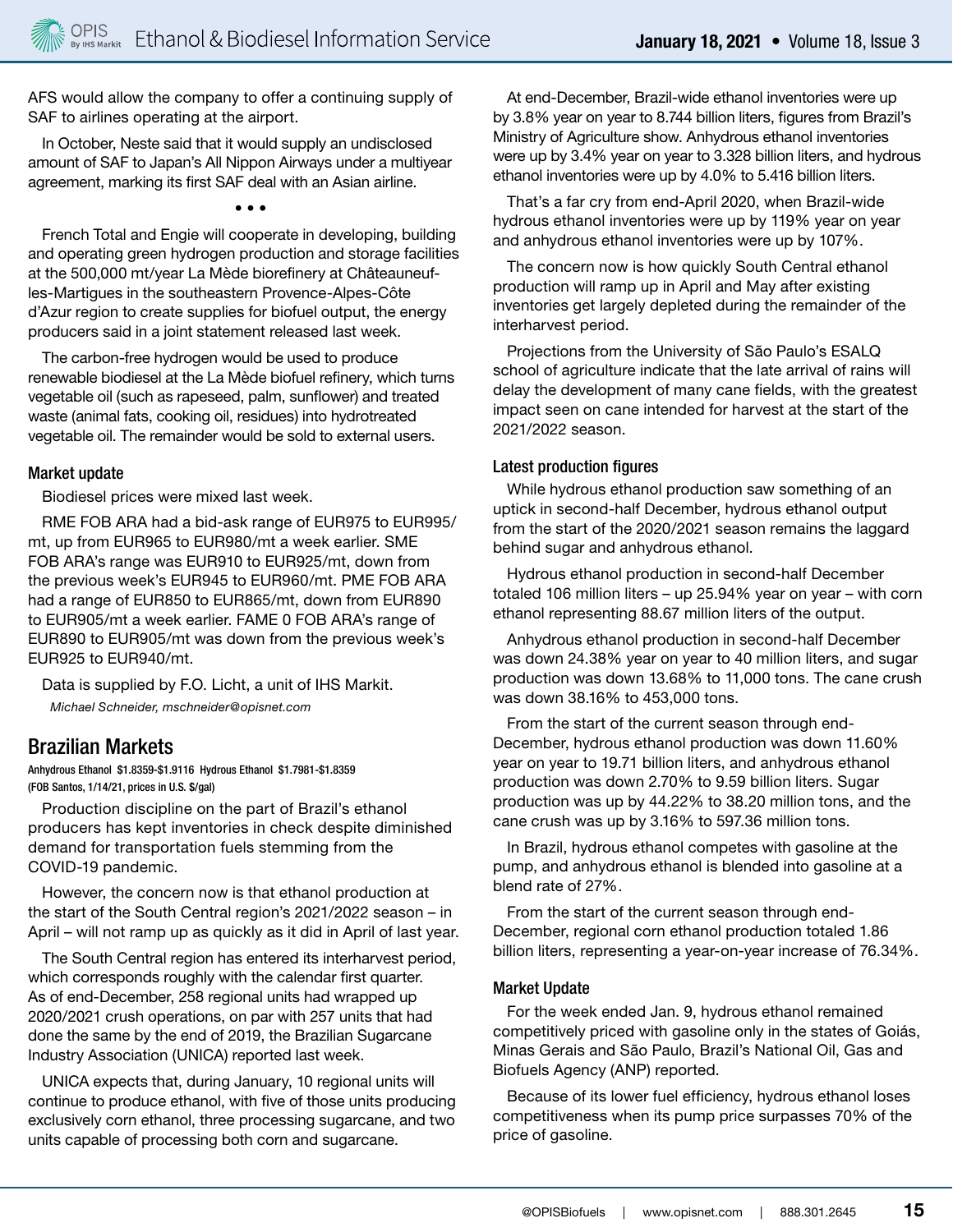AFS would allow the company to offer a continuing supply of SAF to airlines operating at the airport.

In October, Neste said that it would supply an undisclosed amount of SAF to Japan's All Nippon Airways under a multiyear agreement, marking its first SAF deal with an Asian airline.

• • •

French Total and Engie will cooperate in developing, building and operating green hydrogen production and storage facilities at the 500,000 mt/year La Mède biorefinery at Châteauneuf-les-Martigues in the southeastern Provence-Alpes-Côte d'Azur region to create supplies for biofuel output, the energy producers said in a joint statement released last week.

The carbon-free hydrogen would be used to produce renewable biodiesel at the La Mède biofuel refinery, which turns vegetable oil (such as rapeseed, palm, sunflower) and treated waste (animal fats, cooking oil, residues) into hydrotreated vegetable oil. The remainder would be sold to external users.

### Market update

Biodiesel prices were mixed last week.

RME FOB ARA had a bid-ask range of EUR975 to EUR995/mt, up from EUR965 to EUR980/mt a week earlier. SME FOB ARA's range was EUR910 to EUR925/mt, down from the previous week's EUR945 to EUR960/mt. PME FOB ARA had a range of EUR850 to EUR865/mt, down from EUR890 to EUR905/mt a week earlier. FAME 0 FOB ARA's range of EUR890 to EUR905/mt was down from the previous week's EUR925 to EUR940/mt.

Data is supplied by F.O. Licht, a unit of IHS Markit.

*Michael Schneider, mschneider@opisnet.com*

## Brazilian Markets

Anhydrous Ethanol $1.8359-$1.9116 Hydrous Ethanol $1.7981-$1.8359
(FOB Santos, 1/14/21, prices in U.S. $/gal)

Production discipline on the part of Brazil's ethanol producers has kept inventories in check despite diminished demand for transportation fuels stemming from the COVID-19 pandemic.

However, the concern now is that ethanol production at the start of the South Central region's 2021/2022 season – in April – will not ramp up as quickly as it did in April of last year.

The South Central region has entered its interharvest period, which corresponds roughly with the calendar first quarter. As of end-December, 258 regional units had wrapped up 2020/2021 crush operations, on par with 257 units that had done the same by the end of 2019, the Brazilian Sugarcane Industry Association (UNICA) reported last week.

UNICA expects that, during January, 10 regional units will continue to produce ethanol, with five of those units producing exclusively corn ethanol, three processing sugarcane, and two units capable of processing both corn and sugarcane.

At end-December, Brazil-wide ethanol inventories were up by 3.8% year on year to 8.744 billion liters, figures from Brazil's Ministry of Agriculture show. Anhydrous ethanol inventories were up by 3.4% year on year to 3.328 billion liters, and hydrous ethanol inventories were up by 4.0% to 5.416 billion liters.

That's a far cry from end-April 2020, when Brazil-wide hydrous ethanol inventories were up by 119% year on year and anhydrous ethanol inventories were up by 107%.

The concern now is how quickly South Central ethanol production will ramp up in April and May after existing inventories get largely depleted during the remainder of the interharvest period.

Projections from the University of São Paulo's ESALQ school of agriculture indicate that the late arrival of rains will delay the development of many cane fields, with the greatest impact seen on cane intended for harvest at the start of the 2021/2022 season.

### Latest production figures

While hydrous ethanol production saw something of an uptick in second-half December, hydrous ethanol output from the start of the 2020/2021 season remains the laggard behind sugar and anhydrous ethanol.

Hydrous ethanol production in second-half December totaled 106 million liters – up 25.94% year on year – with corn ethanol representing 88.67 million liters of the output.

Anhydrous ethanol production in second-half December was down 24.38% year on year to 40 million liters, and sugar production was down 13.68% to 11,000 tons. The cane crush was down 38.16% to 453,000 tons.

From the start of the current season through end-December, hydrous ethanol production was down 11.60% year on year to 19.71 billion liters, and anhydrous ethanol production was down 2.70% to 9.59 billion liters. Sugar production was up by 44.22% to 38.20 million tons, and the cane crush was up by 3.16% to 597.36 million tons.

In Brazil, hydrous ethanol competes with gasoline at the pump, and anhydrous ethanol is blended into gasoline at a blend rate of 27%.

From the start of the current season through end-December, regional corn ethanol production totaled 1.86 billion liters, representing a year-on-year increase of 76.34%.

### Market Update

For the week ended Jan. 9, hydrous ethanol remained competitively priced with gasoline only in the states of Goiás, Minas Gerais and São Paulo, Brazil's National Oil, Gas and Biofuels Agency (ANP) reported.

Because of its lower fuel efficiency, hydrous ethanol loses competitiveness when its pump price surpasses 70% of the price of gasoline.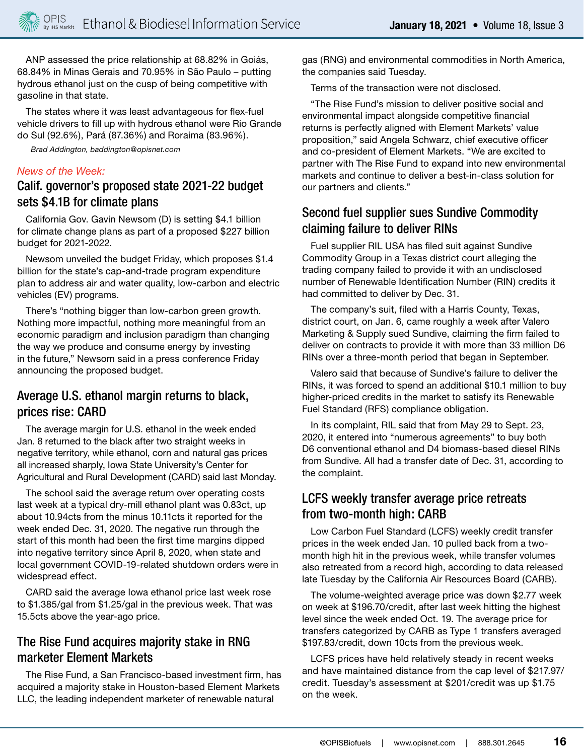ANP assessed the price relationship at 68.82% in Goiás, 68.84% in Minas Gerais and 70.95% in São Paulo – putting hydrous ethanol just on the cusp of being competitive with gasoline in that state.

The states where it was least advantageous for flex-fuel vehicle drivers to fill up with hydrous ethanol were Rio Grande do Sul (92.6%), Pará (87.36%) and Roraima (83.96%).

*Brad Addington, baddington@opisnet.com*

*News of the Week:*

## Calif. governor's proposed state 2021-22 budget sets $4.1B for climate plans

California Gov. Gavin Newsom (D) is setting $4.1 billion for climate change plans as part of a proposed $227 billion budget for 2021-2022.

Newsom unveiled the budget Friday, which proposes $1.4 billion for the state's cap-and-trade program expenditure plan to address air and water quality, low-carbon and electric vehicles (EV) programs.

There's "nothing bigger than low-carbon green growth. Nothing more impactful, nothing more meaningful from an economic paradigm and inclusion paradigm than changing the way we produce and consume energy by investing in the future," Newsom said in a press conference Friday announcing the proposed budget.

## Average U.S. ethanol margin returns to black, prices rise: CARD

The average margin for U.S. ethanol in the week ended Jan. 8 returned to the black after two straight weeks in negative territory, while ethanol, corn and natural gas prices all increased sharply, Iowa State University's Center for Agricultural and Rural Development (CARD) said last Monday.

The school said the average return over operating costs last week at a typical dry-mill ethanol plant was 0.83ct, up about 10.94cts from the minus 10.11cts it reported for the week ended Dec. 31, 2020. The negative run through the start of this month had been the first time margins dipped into negative territory since April 8, 2020, when state and local government COVID-19-related shutdown orders were in widespread effect.

CARD said the average Iowa ethanol price last week rose to $1.385/gal from $1.25/gal in the previous week. That was 15.5cts above the year-ago price.

## The Rise Fund acquires majority stake in RNG marketer Element Markets

The Rise Fund, a San Francisco-based investment firm, has acquired a majority stake in Houston-based Element Markets LLC, the leading independent marketer of renewable natural gas (RNG) and environmental commodities in North America, the companies said Tuesday.

Terms of the transaction were not disclosed.

"The Rise Fund's mission to deliver positive social and environmental impact alongside competitive financial returns is perfectly aligned with Element Markets' value proposition," said Angela Schwarz, chief executive officer and co-president of Element Markets. "We are excited to partner with The Rise Fund to expand into new environmental markets and continue to deliver a best-in-class solution for our partners and clients."

## Second fuel supplier sues Sundive Commodity claiming failure to deliver RINs

Fuel supplier RIL USA has filed suit against Sundive Commodity Group in a Texas district court alleging the trading company failed to provide it with an undisclosed number of Renewable Identification Number (RIN) credits it had committed to deliver by Dec. 31.

The company's suit, filed with a Harris County, Texas, district court, on Jan. 6, came roughly a week after Valero Marketing & Supply sued Sundive, claiming the firm failed to deliver on contracts to provide it with more than 33 million D6 RINs over a three-month period that began in September.

Valero said that because of Sundive's failure to deliver the RINs, it was forced to spend an additional $10.1 million to buy higher-priced credits in the market to satisfy its Renewable Fuel Standard (RFS) compliance obligation.

In its complaint, RIL said that from May 29 to Sept. 23, 2020, it entered into "numerous agreements" to buy both D6 conventional ethanol and D4 biomass-based diesel RINs from Sundive. All had a transfer date of Dec. 31, according to the complaint.

## LCFS weekly transfer average price retreats from two-month high: CARB

Low Carbon Fuel Standard (LCFS) weekly credit transfer prices in the week ended Jan. 10 pulled back from a two-month high hit in the previous week, while transfer volumes also retreated from a record high, according to data released late Tuesday by the California Air Resources Board (CARB).

The volume-weighted average price was down $2.77 week on week at $196.70/credit, after last week hitting the highest level since the week ended Oct. 19. The average price for transfers categorized by CARB as Type 1 transfers averaged $197.83/credit, down 10cts from the previous week.

LCFS prices have held relatively steady in recent weeks and have maintained distance from the cap level of $217.97/credit. Tuesday's assessment at $201/credit was up $1.75 on the week.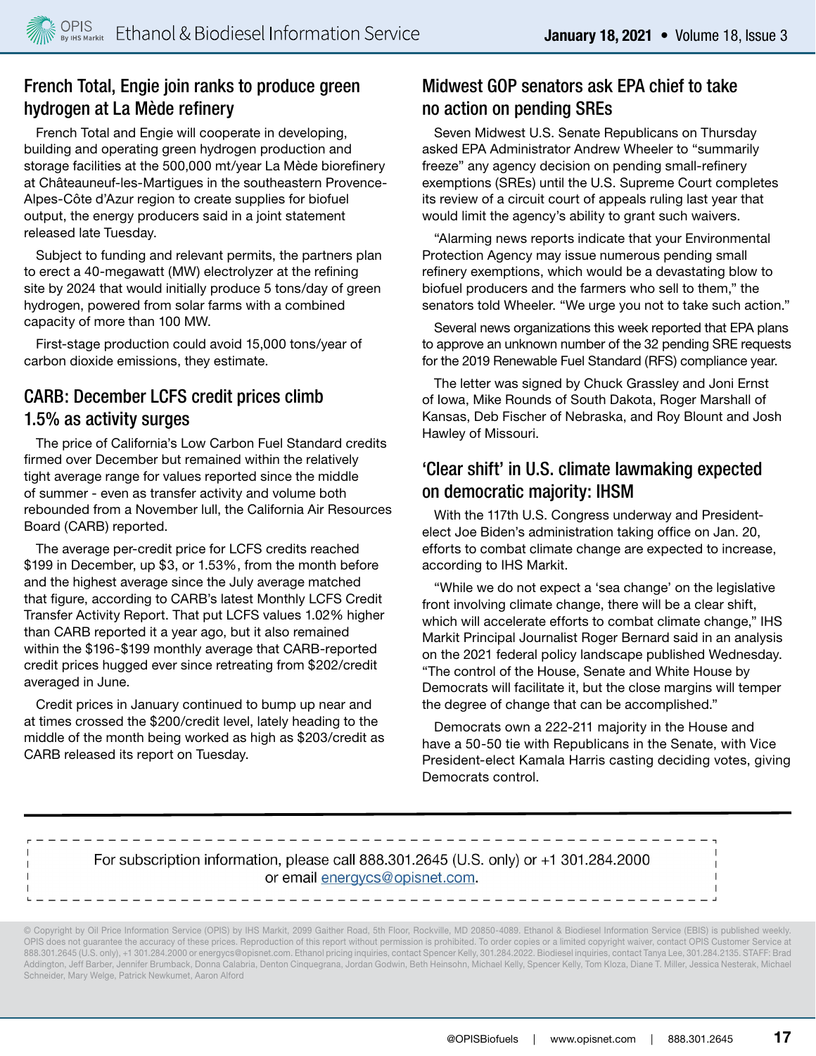## French Total, Engie join ranks to produce green hydrogen at La Mède refinery

French Total and Engie will cooperate in developing, building and operating green hydrogen production and storage facilities at the 500,000 mt/year La Mède biorefinery at Châteauneuf-les-Martigues in the southeastern Provence-Alpes-Côte d'Azur region to create supplies for biofuel output, the energy producers said in a joint statement released late Tuesday.

Subject to funding and relevant permits, the partners plan to erect a 40-megawatt (MW) electrolyzer at the refining site by 2024 that would initially produce 5 tons/day of green hydrogen, powered from solar farms with a combined capacity of more than 100 MW.

First-stage production could avoid 15,000 tons/year of carbon dioxide emissions, they estimate.

## CARB: December LCFS credit prices climb 1.5% as activity surges

The price of California's Low Carbon Fuel Standard credits firmed over December but remained within the relatively tight average range for values reported since the middle of summer - even as transfer activity and volume both rebounded from a November lull, the California Air Resources Board (CARB) reported.

The average per-credit price for LCFS credits reached $199 in December, up $3, or 1.53%, from the month before and the highest average since the July average matched that figure, according to CARB's latest Monthly LCFS Credit Transfer Activity Report. That put LCFS values 1.02% higher than CARB reported it a year ago, but it also remained within the $196-$199 monthly average that CARB-reported credit prices hugged ever since retreating from $202/credit averaged in June.

Credit prices in January continued to bump up near and at times crossed the $200/credit level, lately heading to the middle of the month being worked as high as $203/credit as CARB released its report on Tuesday.

## Midwest GOP senators ask EPA chief to take no action on pending SREs

Seven Midwest U.S. Senate Republicans on Thursday asked EPA Administrator Andrew Wheeler to "summarily freeze" any agency decision on pending small-refinery exemptions (SREs) until the U.S. Supreme Court completes its review of a circuit court of appeals ruling last year that would limit the agency's ability to grant such waivers.

"Alarming news reports indicate that your Environmental Protection Agency may issue numerous pending small refinery exemptions, which would be a devastating blow to biofuel producers and the farmers who sell to them," the senators told Wheeler. "We urge you not to take such action."

Several news organizations this week reported that EPA plans to approve an unknown number of the 32 pending SRE requests for the 2019 Renewable Fuel Standard (RFS) compliance year.

The letter was signed by Chuck Grassley and Joni Ernst of Iowa, Mike Rounds of South Dakota, Roger Marshall of Kansas, Deb Fischer of Nebraska, and Roy Blount and Josh Hawley of Missouri.

## 'Clear shift' in U.S. climate lawmaking expected on democratic majority: IHSM

With the 117th U.S. Congress underway and President-elect Joe Biden's administration taking office on Jan. 20, efforts to combat climate change are expected to increase, according to IHS Markit.

"While we do not expect a 'sea change' on the legislative front involving climate change, there will be a clear shift, which will accelerate efforts to combat climate change," IHS Markit Principal Journalist Roger Bernard said in an analysis on the 2021 federal policy landscape published Wednesday. "The control of the House, Senate and White House by Democrats will facilitate it, but the close margins will temper the degree of change that can be accomplished."

Democrats own a 222-211 majority in the House and have a 50-50 tie with Republicans in the Senate, with Vice President-elect Kamala Harris casting deciding votes, giving Democrats control.

---

For subscription information, please call 888.301.2645 (U.S. only) or +1 301.284.2000 or email energycs@opisnet.com.

© Copyright by Oil Price Information Service (OPIS) by IHS Markit, 2099 Gaither Road, 5th Floor, Rockville, MD 20850-4089. Ethanol & Biodiesel Information Service (EBIS) is published weekly. OPIS does not guarantee the accuracy of these prices. Reproduction of this report without permission is prohibited. To order copies or a limited copyright waiver, contact OPIS Customer Service at 888.301.2645 (U.S. only), +1 301.284.2000 or energycs@opisnet.com. Ethanol pricing inquiries, contact Spencer Kelly, 301.284.2022. Biodiesel inquiries, contact Tanya Lee, 301.284.2135. STAFF: Brad Addington, Jeff Barber, Jennifer Brumback, Donna Calabria, Denton Cinquegrana, Jordan Godwin, Beth Heinsohn, Michael Kelly, Spencer Kelly, Tom Kloza, Diane T. Miller, Jessica Nesterak, Michael Schneider, Mary Welge, Patrick Newkumet, Aaron Alford